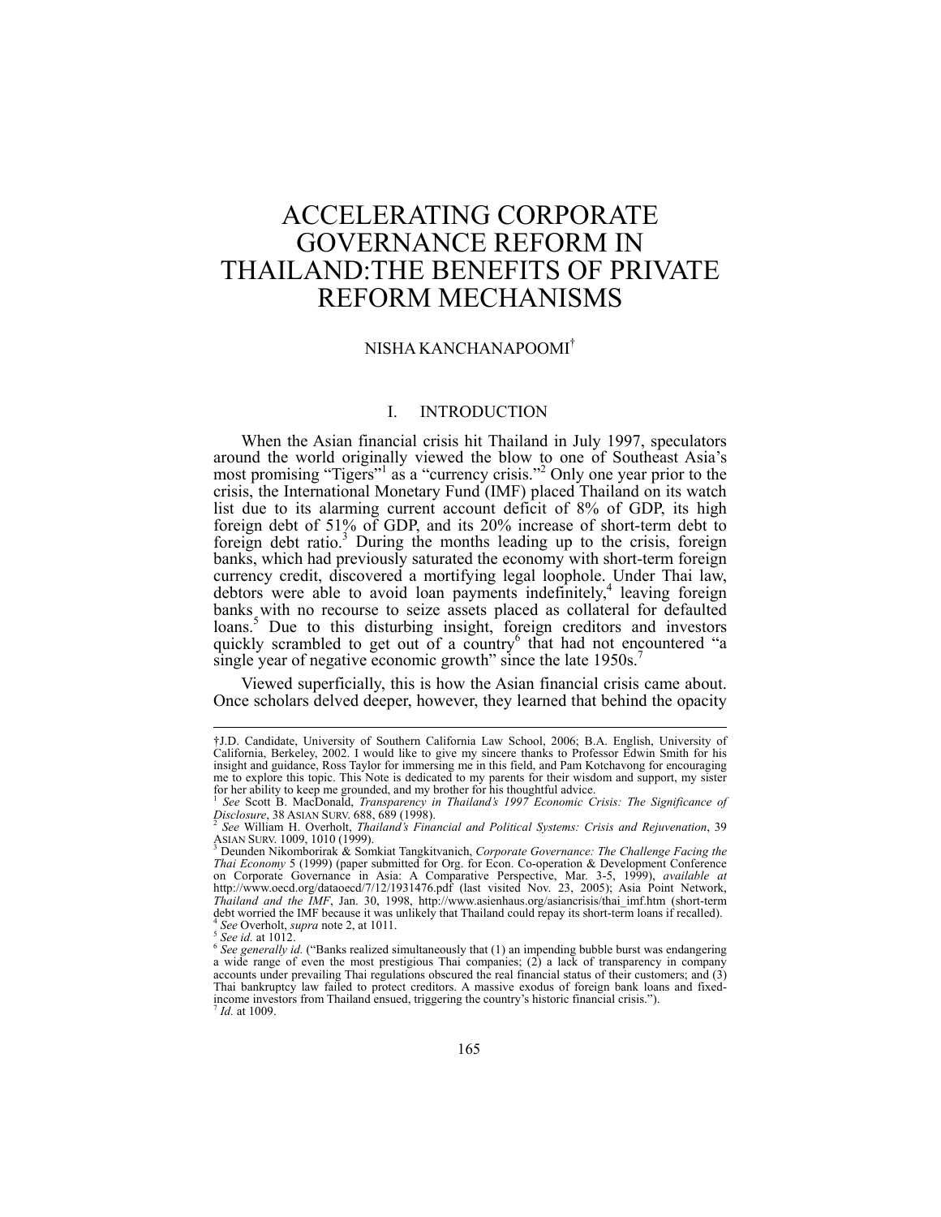# ACCELERATING CORPORATE GOVERNANCE REFORM IN THAILAND:THE BENEFITS OF PRIVATE REFORM MECHANISMS

NISHA KANCHANAPOOMI[†]

## I. INTRODUCTION

When the Asian financial crisis hit Thailand in July 1997, speculators around the world originally viewed the blow to one of Southeast Asia's most promising "Tigers"[1] as a "currency crisis."[2] Only one year prior to the crisis, the International Monetary Fund (IMF) placed Thailand on its watch list due to its alarming current account deficit of 8% of GDP, its high foreign debt of 51% of GDP, and its 20% increase of short-term debt to foreign debt ratio.[3] During the months leading up to the crisis, foreign banks, which had previously saturated the economy with short-term foreign currency credit, discovered a mortifying legal loophole. Under Thai law, debtors were able to avoid loan payments indefinitely,[4] leaving foreign banks with no recourse to seize assets placed as collateral for defaulted loans.[5] Due to this disturbing insight, foreign creditors and investors quickly scrambled to get out of a country[6] that had not encountered "a single year of negative economic growth" since the late 1950s.[7]

Viewed superficially, this is how the Asian financial crisis came about. Once scholars delved deeper, however, they learned that behind the opacity

---

†J.D. Candidate, University of Southern California Law School, 2006; B.A. English, University of California, Berkeley, 2002. I would like to give my sincere thanks to Professor Edwin Smith for his insight and guidance, Ross Taylor for immersing me in this field, and Pam Kotchavong for encouraging me to explore this topic. This Note is dedicated to my parents for their wisdom and support, my sister for her ability to keep me grounded, and my brother for his thoughtful advice.

[1] *See* Scott B. MacDonald, *Transparency in Thailand's 1997 Economic Crisis: The Significance of Disclosure*, 38 ASIAN SURV. 688, 689 (1998).

[2] *See* William H. Overholt, *Thailand's Financial and Political Systems: Crisis and Rejuvenation*, 39 ASIAN SURV. 1009, 1010 (1999).

[3] Deunden Nikomborirak & Somkiat Tangkitvanich, *Corporate Governance: The Challenge Facing the Thai Economy* 5 (1999) (paper submitted for Org. for Econ. Co-operation & Development Conference on Corporate Governance in Asia: A Comparative Perspective, Mar. 3-5, 1999), *available at* http://www.oecd.org/dataoecd/7/12/1931476.pdf (last visited Nov. 23, 2005); Asia Point Network, *Thailand and the IMF*, Jan. 30, 1998, http://www.asienhaus.org/asiancrisis/thai_imf.htm (short-term debt worried the IMF because it was unlikely that Thailand could repay its short-term loans if recalled).

[4] *See* Overholt, *supra* note 2, at 1011.

[5] *See id.* at 1012.

[6] *See generally id.* ("Banks realized simultaneously that (1) an impending bubble burst was endangering a wide range of even the most prestigious Thai companies; (2) a lack of transparency in company accounts under prevailing Thai regulations obscured the real financial status of their customers; and (3) Thai bankruptcy law failed to protect creditors. A massive exodus of foreign bank loans and fixed-income investors from Thailand ensued, triggering the country's historic financial crisis.").

[7] *Id.* at 1009.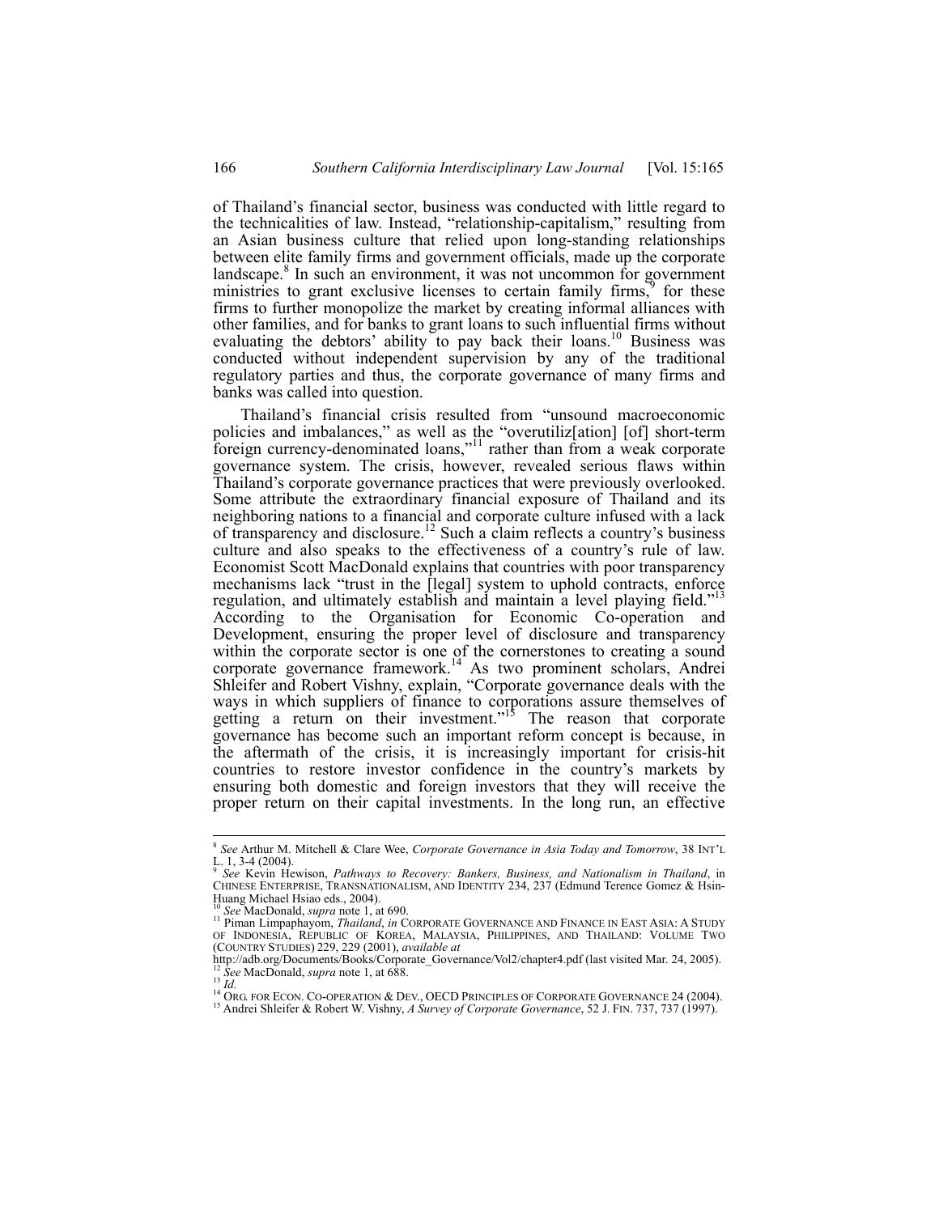of Thailand's financial sector, business was conducted with little regard to the technicalities of law. Instead, "relationship-capitalism," resulting from an Asian business culture that relied upon long-standing relationships between elite family firms and government officials, made up the corporate landscape.[8] In such an environment, it was not uncommon for government ministries to grant exclusive licenses to certain family firms,[9] for these firms to further monopolize the market by creating informal alliances with other families, and for banks to grant loans to such influential firms without evaluating the debtors' ability to pay back their loans.[10] Business was conducted without independent supervision by any of the traditional regulatory parties and thus, the corporate governance of many firms and banks was called into question.

Thailand's financial crisis resulted from "unsound macroeconomic policies and imbalances," as well as the "overutiliz[ation] [of] short-term foreign currency-denominated loans,"[11] rather than from a weak corporate governance system. The crisis, however, revealed serious flaws within Thailand's corporate governance practices that were previously overlooked. Some attribute the extraordinary financial exposure of Thailand and its neighboring nations to a financial and corporate culture infused with a lack of transparency and disclosure.[12] Such a claim reflects a country's business culture and also speaks to the effectiveness of a country's rule of law. Economist Scott MacDonald explains that countries with poor transparency mechanisms lack "trust in the [legal] system to uphold contracts, enforce regulation, and ultimately establish and maintain a level playing field."[13] According to the Organisation for Economic Co-operation and Development, ensuring the proper level of disclosure and transparency within the corporate sector is one of the cornerstones to creating a sound corporate governance framework.[14] As two prominent scholars, Andrei Shleifer and Robert Vishny, explain, "Corporate governance deals with the ways in which suppliers of finance to corporations assure themselves of getting a return on their investment."[15] The reason that corporate governance has become such an important reform concept is because, in the aftermath of the crisis, it is increasingly important for crisis-hit countries to restore investor confidence in the country's markets by ensuring both domestic and foreign investors that they will receive the proper return on their capital investments. In the long run, an effective

---

[8] *See* Arthur M. Mitchell & Clare Wee, *Corporate Governance in Asia Today and Tomorrow*, 38 INT'L L. 1, 3-4 (2004).

[9] *See* Kevin Hewison, *Pathways to Recovery: Bankers, Business, and Nationalism in Thailand*, in CHINESE ENTERPRISE, TRANSNATIONALISM, AND IDENTITY 234, 237 (Edmund Terence Gomez & Hsin-Huang Michael Hsiao eds., 2004).

[10] *See* MacDonald, *supra* note 1, at 690.

[11] Piman Limpaphayom, *Thailand*, *in* CORPORATE GOVERNANCE AND FINANCE IN EAST ASIA: A STUDY OF INDONESIA, REPUBLIC OF KOREA, MALAYSIA, PHILIPPINES, AND THAILAND: VOLUME TWO (COUNTRY STUDIES) 229, 229 (2001), *available at* http://adb.org/Documents/Books/Corporate_Governance/Vol2/chapter4.pdf (last visited Mar. 24, 2005).

[12] *See* MacDonald, *supra* note 1, at 688.

[13] *Id.*

[14] ORG. FOR ECON. CO-OPERATION & DEV., OECD PRINCIPLES OF CORPORATE GOVERNANCE 24 (2004).

[15] Andrei Shleifer & Robert W. Vishny, *A Survey of Corporate Governance*, 52 J. FIN. 737, 737 (1997).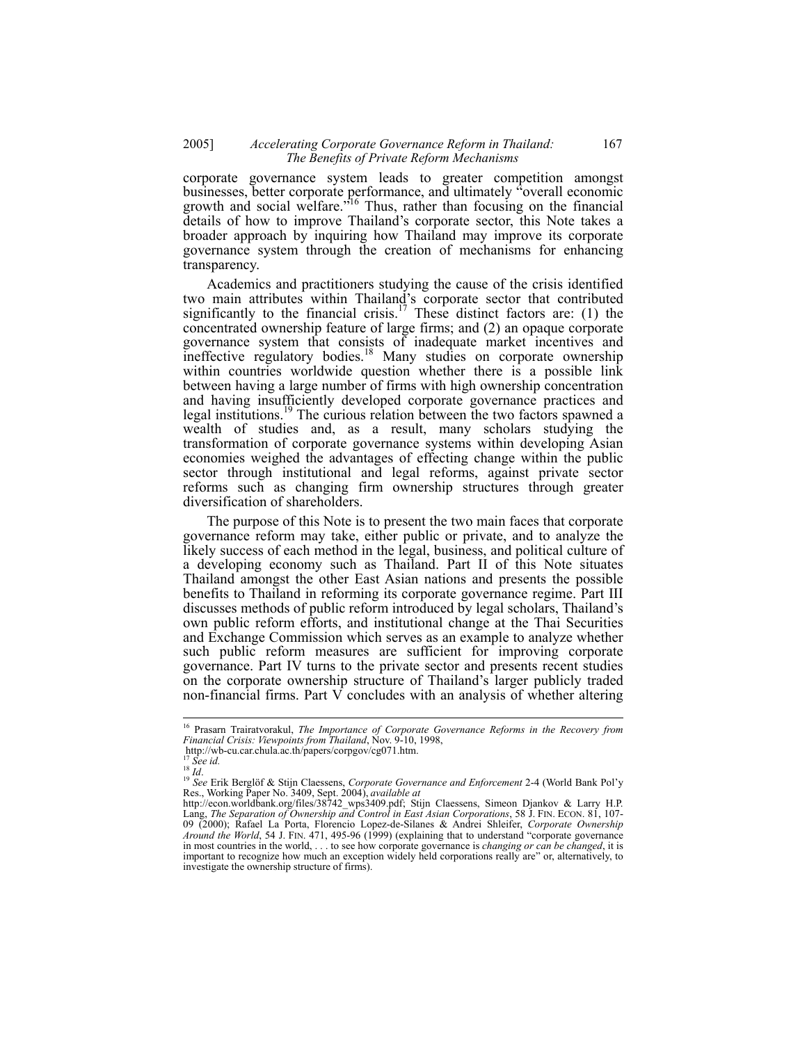corporate governance system leads to greater competition amongst businesses, better corporate performance, and ultimately "overall economic growth and social welfare."[16] Thus, rather than focusing on the financial details of how to improve Thailand's corporate sector, this Note takes a broader approach by inquiring how Thailand may improve its corporate governance system through the creation of mechanisms for enhancing transparency.

Academics and practitioners studying the cause of the crisis identified two main attributes within Thailand's corporate sector that contributed significantly to the financial crisis.[17] These distinct factors are: (1) the concentrated ownership feature of large firms; and (2) an opaque corporate governance system that consists of inadequate market incentives and ineffective regulatory bodies.[18] Many studies on corporate ownership within countries worldwide question whether there is a possible link between having a large number of firms with high ownership concentration and having insufficiently developed corporate governance practices and legal institutions.[19] The curious relation between the two factors spawned a wealth of studies and, as a result, many scholars studying the transformation of corporate governance systems within developing Asian economies weighed the advantages of effecting change within the public sector through institutional and legal reforms, against private sector reforms such as changing firm ownership structures through greater diversification of shareholders.

The purpose of this Note is to present the two main faces that corporate governance reform may take, either public or private, and to analyze the likely success of each method in the legal, business, and political culture of a developing economy such as Thailand. Part II of this Note situates Thailand amongst the other East Asian nations and presents the possible benefits to Thailand in reforming its corporate governance regime. Part III discusses methods of public reform introduced by legal scholars, Thailand's own public reform efforts, and institutional change at the Thai Securities and Exchange Commission which serves as an example to analyze whether such public reform measures are sufficient for improving corporate governance. Part IV turns to the private sector and presents recent studies on the corporate ownership structure of Thailand's larger publicly traded non-financial firms. Part V concludes with an analysis of whether altering

---

[16] Prasarn Trairatvorakul, *The Importance of Corporate Governance Reforms in the Recovery from Financial Crisis: Viewpoints from Thailand*, Nov. 9-10, 1998, http://wb-cu.car.chula.ac.th/papers/corpgov/cg071.htm.

[17] *See id.*

[18] *Id.*

[19] *See* Erik Berglöf & Stijn Claessens, *Corporate Governance and Enforcement* 2-4 (World Bank Pol'y Res., Working Paper No. 3409, Sept. 2004), *available at* http://econ.worldbank.org/files/38742_wps3409.pdf; Stijn Claessens, Simeon Djankov & Larry H.P. Lang, *The Separation of Ownership and Control in East Asian Corporations*, 58 J. FIN. ECON. 81, 107-09 (2000); Rafael La Porta, Florencio Lopez-de-Silanes & Andrei Shleifer, *Corporate Ownership Around the World*, 54 J. FIN. 471, 495-96 (1999) (explaining that to understand "corporate governance in most countries in the world, . . . to see how corporate governance is *changing or can be changed*, it is important to recognize how much an exception widely held corporations really are" or, alternatively, to investigate the ownership structure of firms).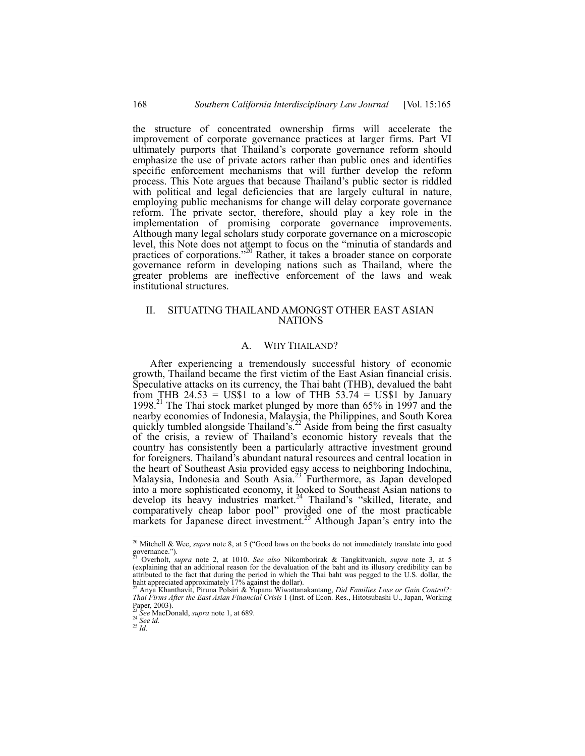the structure of concentrated ownership firms will accelerate the improvement of corporate governance practices at larger firms. Part VI ultimately purports that Thailand's corporate governance reform should emphasize the use of private actors rather than public ones and identifies specific enforcement mechanisms that will further develop the reform process. This Note argues that because Thailand's public sector is riddled with political and legal deficiencies that are largely cultural in nature, employing public mechanisms for change will delay corporate governance reform. The private sector, therefore, should play a key role in the implementation of promising corporate governance improvements. Although many legal scholars study corporate governance on a microscopic level, this Note does not attempt to focus on the "minutia of standards and practices of corporations."[20] Rather, it takes a broader stance on corporate governance reform in developing nations such as Thailand, where the greater problems are ineffective enforcement of the laws and weak institutional structures.

## II. SITUATING THAILAND AMONGST OTHER EAST ASIAN NATIONS

### A. WHY THAILAND?

After experiencing a tremendously successful history of economic growth, Thailand became the first victim of the East Asian financial crisis. Speculative attacks on its currency, the Thai baht (THB), devalued the baht from THB 24.53 = US$1 to a low of THB 53.74 = US$1 by January 1998.[21] The Thai stock market plunged by more than 65% in 1997 and the nearby economies of Indonesia, Malaysia, the Philippines, and South Korea quickly tumbled alongside Thailand's.[22] Aside from being the first casualty of the crisis, a review of Thailand's economic history reveals that the country has consistently been a particularly attractive investment ground for foreigners. Thailand's abundant natural resources and central location in the heart of Southeast Asia provided easy access to neighboring Indochina, Malaysia, Indonesia and South Asia.[23] Furthermore, as Japan developed into a more sophisticated economy, it looked to Southeast Asian nations to develop its heavy industries market.[24] Thailand's "skilled, literate, and comparatively cheap labor pool" provided one of the most practicable markets for Japanese direct investment.[25] Although Japan's entry into the

---

[20] Mitchell & Wee, *supra* note 8, at 5 ("Good laws on the books do not immediately translate into good governance.").

[21] Overholt, *supra* note 2, at 1010. *See also* Nikomborirak & Tangkitvanich, *supra* note 3, at 5 (explaining that an additional reason for the devaluation of the baht and its illusory credibility can be attributed to the fact that during the period in which the Thai baht was pegged to the U.S. dollar, the baht appreciated approximately 17% against the dollar).

[22] Anya Khanthavit, Piruna Polsiri & Yupana Wiwattanakantang, *Did Families Lose or Gain Control?: Thai Firms After the East Asian Financial Crisis* 1 (Inst. of Econ. Res., Hitotsubashi U., Japan, Working Paper, 2003).

[23] *See* MacDonald, *supra* note 1, at 689.

[24] *See id.*

[25] *Id.*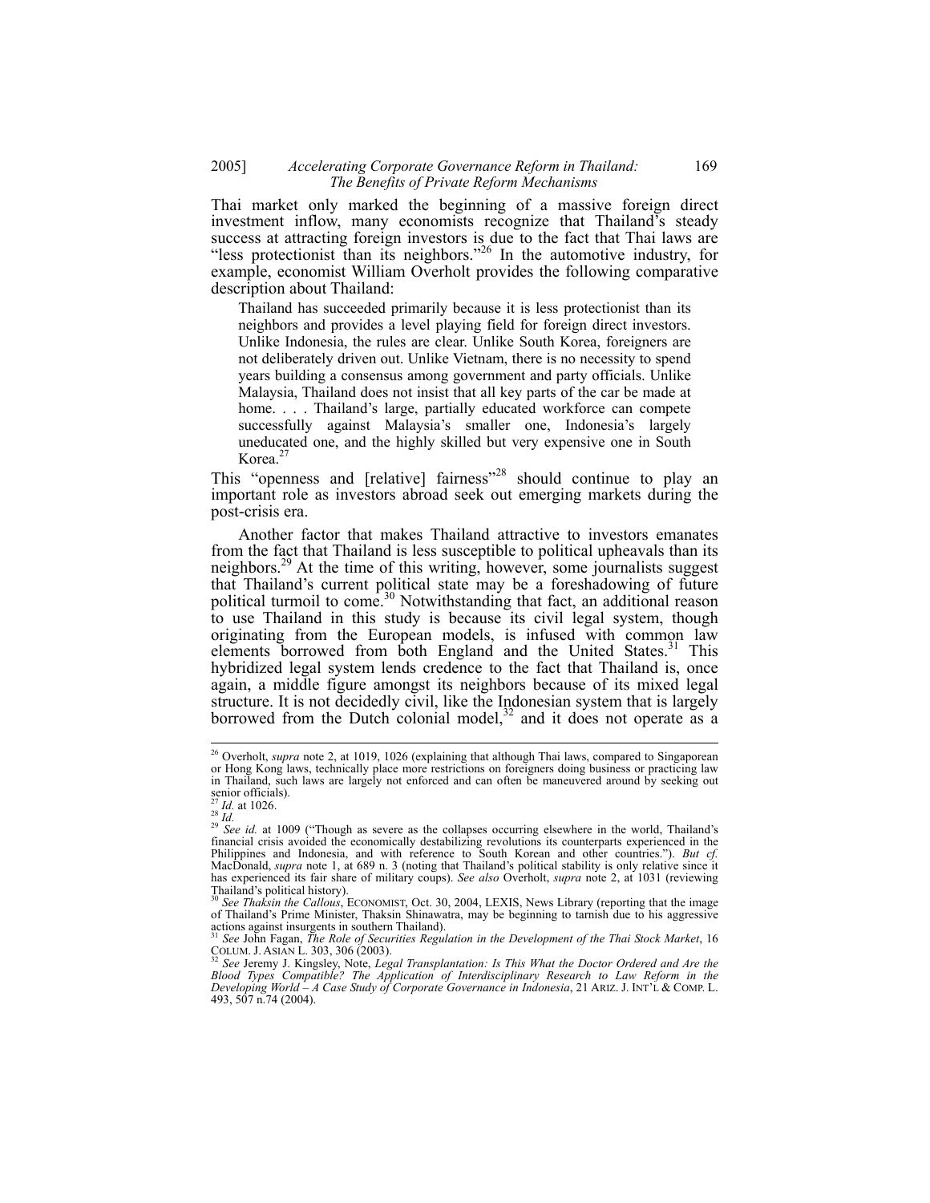Thai market only marked the beginning of a massive foreign direct investment inflow, many economists recognize that Thailand's steady success at attracting foreign investors is due to the fact that Thai laws are "less protectionist than its neighbors."[26] In the automotive industry, for example, economist William Overholt provides the following comparative description about Thailand:

> Thailand has succeeded primarily because it is less protectionist than its neighbors and provides a level playing field for foreign direct investors. Unlike Indonesia, the rules are clear. Unlike South Korea, foreigners are not deliberately driven out. Unlike Vietnam, there is no necessity to spend years building a consensus among government and party officials. Unlike Malaysia, Thailand does not insist that all key parts of the car be made at home. . . . Thailand's large, partially educated workforce can compete successfully against Malaysia's smaller one, Indonesia's largely uneducated one, and the highly skilled but very expensive one in South Korea.[27]

This "openness and [relative] fairness"[28] should continue to play an important role as investors abroad seek out emerging markets during the post-crisis era.

Another factor that makes Thailand attractive to investors emanates from the fact that Thailand is less susceptible to political upheavals than its neighbors.[29] At the time of this writing, however, some journalists suggest that Thailand's current political state may be a foreshadowing of future political turmoil to come.[30] Notwithstanding that fact, an additional reason to use Thailand in this study is because its civil legal system, though originating from the European models, is infused with common law elements borrowed from both England and the United States.[31] This hybridized legal system lends credence to the fact that Thailand is, once again, a middle figure amongst its neighbors because of its mixed legal structure. It is not decidedly civil, like the Indonesian system that is largely borrowed from the Dutch colonial model,[32] and it does not operate as a

---

[26] Overholt, *supra* note 2, at 1019, 1026 (explaining that although Thai laws, compared to Singaporean or Hong Kong laws, technically place more restrictions on foreigners doing business or practicing law in Thailand, such laws are largely not enforced and can often be maneuvered around by seeking out senior officials).

[27] *Id.* at 1026.

[28] *Id.*

[29] *See id.* at 1009 ("Though as severe as the collapses occurring elsewhere in the world, Thailand's financial crisis avoided the economically destabilizing revolutions its counterparts experienced in the Philippines and Indonesia, and with reference to South Korean and other countries."). *But cf.* MacDonald, *supra* note 1, at 689 n. 3 (noting that Thailand's political stability is only relative since it has experienced its fair share of military coups). *See also* Overholt, *supra* note 2, at 1031 (reviewing Thailand's political history).

[30] *See Thaksin the Callous*, ECONOMIST, Oct. 30, 2004, LEXIS, News Library (reporting that the image of Thailand's Prime Minister, Thaksin Shinawatra, may be beginning to tarnish due to his aggressive actions against insurgents in southern Thailand).

[31] *See* John Fagan, *The Role of Securities Regulation in the Development of the Thai Stock Market*, 16 COLUM. J. ASIAN L. 303, 306 (2003).

[32] *See* Jeremy J. Kingsley, Note, *Legal Transplantation: Is This What the Doctor Ordered and Are the Blood Types Compatible? The Application of Interdisciplinary Research to Law Reform in the Developing World – A Case Study of Corporate Governance in Indonesia*, 21 ARIZ. J. INT'L & COMP. L. 493, 507 n.74 (2004).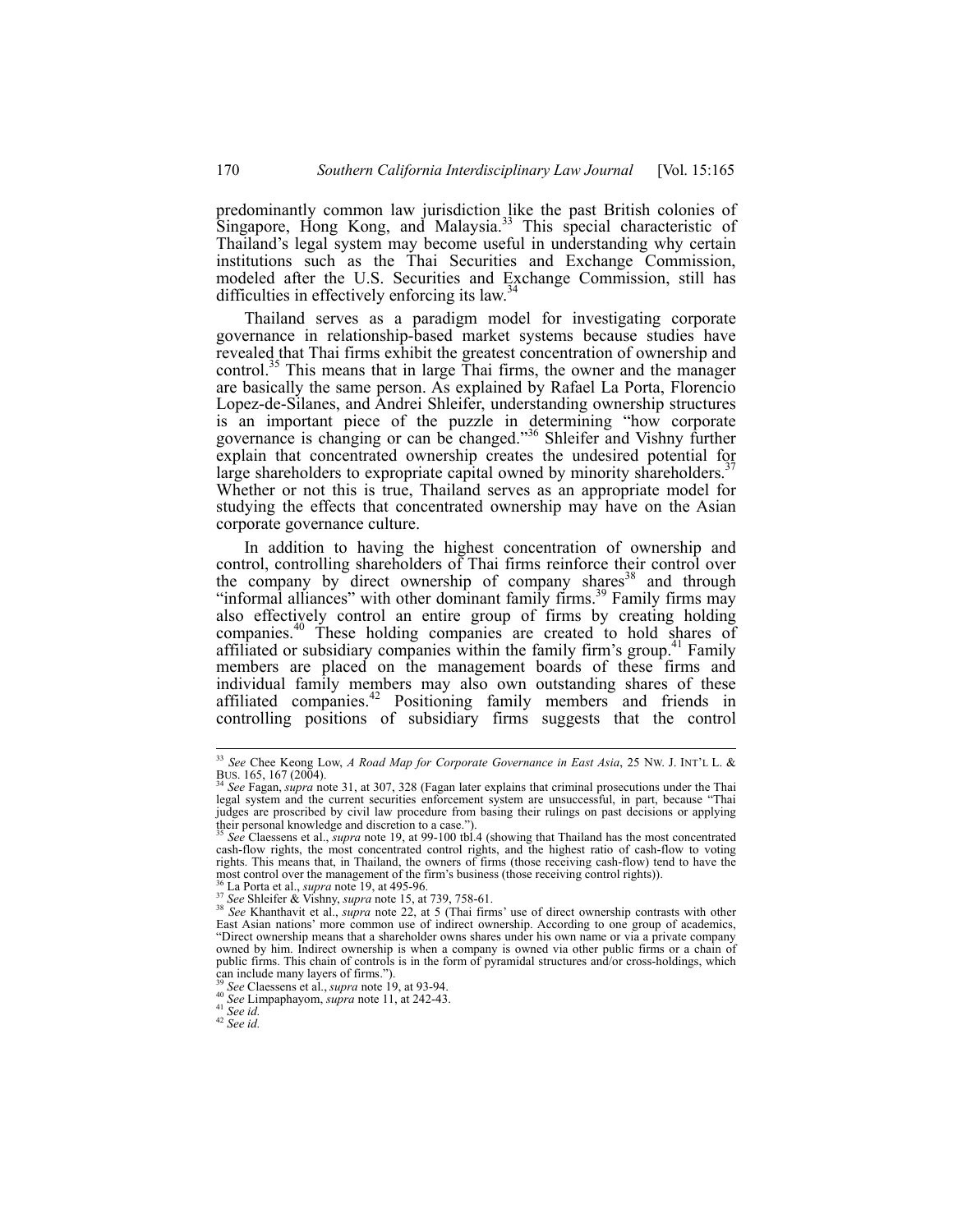predominantly common law jurisdiction like the past British colonies of Singapore, Hong Kong, and Malaysia.[33] This special characteristic of Thailand's legal system may become useful in understanding why certain institutions such as the Thai Securities and Exchange Commission, modeled after the U.S. Securities and Exchange Commission, still has difficulties in effectively enforcing its law.[34]

Thailand serves as a paradigm model for investigating corporate governance in relationship-based market systems because studies have revealed that Thai firms exhibit the greatest concentration of ownership and control.[35] This means that in large Thai firms, the owner and the manager are basically the same person. As explained by Rafael La Porta, Florencio Lopez-de-Silanes, and Andrei Shleifer, understanding ownership structures is an important piece of the puzzle in determining "how corporate governance is changing or can be changed."[36] Shleifer and Vishny further explain that concentrated ownership creates the undesired potential for large shareholders to expropriate capital owned by minority shareholders.[37] Whether or not this is true, Thailand serves as an appropriate model for studying the effects that concentrated ownership may have on the Asian corporate governance culture.

In addition to having the highest concentration of ownership and control, controlling shareholders of Thai firms reinforce their control over the company by direct ownership of company shares[38] and through "informal alliances" with other dominant family firms.[39] Family firms may also effectively control an entire group of firms by creating holding companies.[40] These holding companies are created to hold shares of affiliated or subsidiary companies within the family firm's group.[41] Family members are placed on the management boards of these firms and individual family members may also own outstanding shares of these affiliated companies.[42] Positioning family members and friends in controlling positions of subsidiary firms suggests that the control

---

[33] *See* Chee Keong Low, *A Road Map for Corporate Governance in East Asia*, 25 NW. J. INT'L L. & BUS. 165, 167 (2004).

[34] *See* Fagan, *supra* note 31, at 307, 328 (Fagan later explains that criminal prosecutions under the Thai legal system and the current securities enforcement system are unsuccessful, in part, because "Thai judges are proscribed by civil law procedure from basing their rulings on past decisions or applying their personal knowledge and discretion to a case.").

[35] *See* Claessens et al., *supra* note 19, at 99-100 tbl.4 (showing that Thailand has the most concentrated cash-flow rights, the most concentrated control rights, and the highest ratio of cash-flow to voting rights. This means that, in Thailand, the owners of firms (those receiving cash-flow) tend to have the most control over the management of the firm's business (those receiving control rights)).

[36] La Porta et al., *supra* note 19, at 495-96.

[37] *See* Shleifer & Vishny, *supra* note 15, at 739, 758-61.

[38] *See* Khanthavit et al., *supra* note 22, at 5 (Thai firms' use of direct ownership contrasts with other East Asian nations' more common use of indirect ownership. According to one group of academics, "Direct ownership means that a shareholder owns shares under his own name or via a private company owned by him. Indirect ownership is when a company is owned via other public firms or a chain of public firms. This chain of controls is in the form of pyramidal structures and/or cross-holdings, which can include many layers of firms.").

[39] *See* Claessens et al., *supra* note 19, at 93-94.

[40] *See* Limpaphayom, *supra* note 11, at 242-43.

[41] *See id.*

[42] *See id.*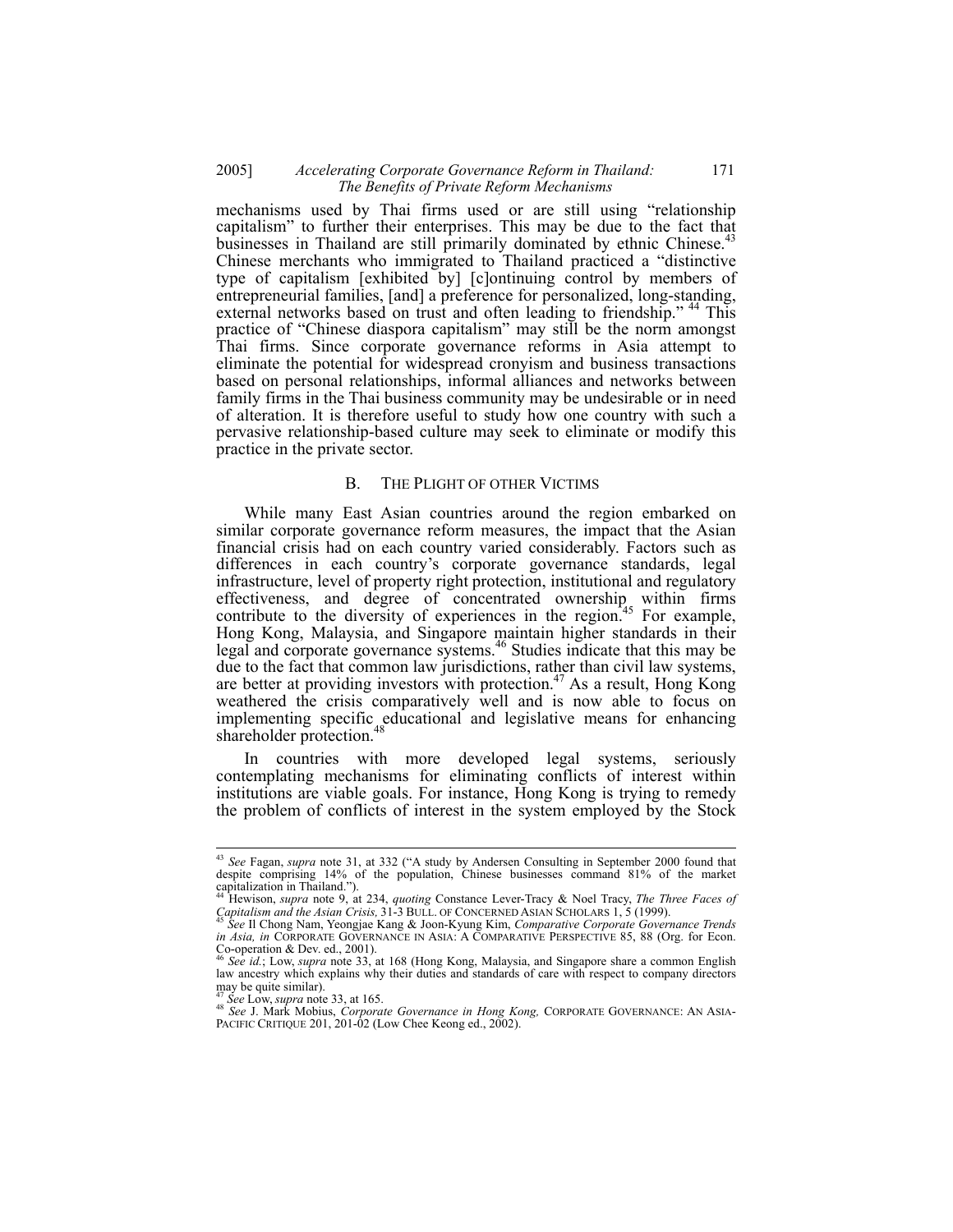mechanisms used by Thai firms used or are still using "relationship capitalism" to further their enterprises. This may be due to the fact that businesses in Thailand are still primarily dominated by ethnic Chinese.[43] Chinese merchants who immigrated to Thailand practiced a "distinctive type of capitalism [exhibited by] [c]ontinuing control by members of entrepreneurial families, [and] a preference for personalized, long-standing, external networks based on trust and often leading to friendship."[44] This practice of "Chinese diaspora capitalism" may still be the norm amongst Thai firms. Since corporate governance reforms in Asia attempt to eliminate the potential for widespread cronyism and business transactions based on personal relationships, informal alliances and networks between family firms in the Thai business community may be undesirable or in need of alteration. It is therefore useful to study how one country with such a pervasive relationship-based culture may seek to eliminate or modify this practice in the private sector.

## B. THE PLIGHT OF OTHER VICTIMS

While many East Asian countries around the region embarked on similar corporate governance reform measures, the impact that the Asian financial crisis had on each country varied considerably. Factors such as differences in each country's corporate governance standards, legal infrastructure, level of property right protection, institutional and regulatory effectiveness, and degree of concentrated ownership within firms contribute to the diversity of experiences in the region.[45] For example, Hong Kong, Malaysia, and Singapore maintain higher standards in their legal and corporate governance systems.[46] Studies indicate that this may be due to the fact that common law jurisdictions, rather than civil law systems, are better at providing investors with protection.[47] As a result, Hong Kong weathered the crisis comparatively well and is now able to focus on implementing specific educational and legislative means for enhancing shareholder protection.[48]

In countries with more developed legal systems, seriously contemplating mechanisms for eliminating conflicts of interest within institutions are viable goals. For instance, Hong Kong is trying to remedy the problem of conflicts of interest in the system employed by the Stock

---

[43] *See* Fagan, *supra* note 31, at 332 ("A study by Andersen Consulting in September 2000 found that despite comprising 14% of the population, Chinese businesses command 81% of the market capitalization in Thailand.").

[44] Hewison, *supra* note 9, at 234, *quoting* Constance Lever-Tracy & Noel Tracy, *The Three Faces of Capitalism and the Asian Crisis,* 31-3 BULL. OF CONCERNED ASIAN SCHOLARS 1, 5 (1999).

[45] *See* Il Chong Nam, Yeongjae Kang & Joon-Kyung Kim, *Comparative Corporate Governance Trends in Asia, in* CORPORATE GOVERNANCE IN ASIA: A COMPARATIVE PERSPECTIVE 85, 88 (Org. for Econ. Co-operation & Dev. ed., 2001).

[46] *See id.*; Low, *supra* note 33, at 168 (Hong Kong, Malaysia, and Singapore share a common English law ancestry which explains why their duties and standards of care with respect to company directors may be quite similar).

[47] *See* Low, *supra* note 33, at 165.

[48] *See* J. Mark Mobius, *Corporate Governance in Hong Kong,* CORPORATE GOVERNANCE: AN ASIA-PACIFIC CRITIQUE 201, 201-02 (Low Chee Keong ed., 2002).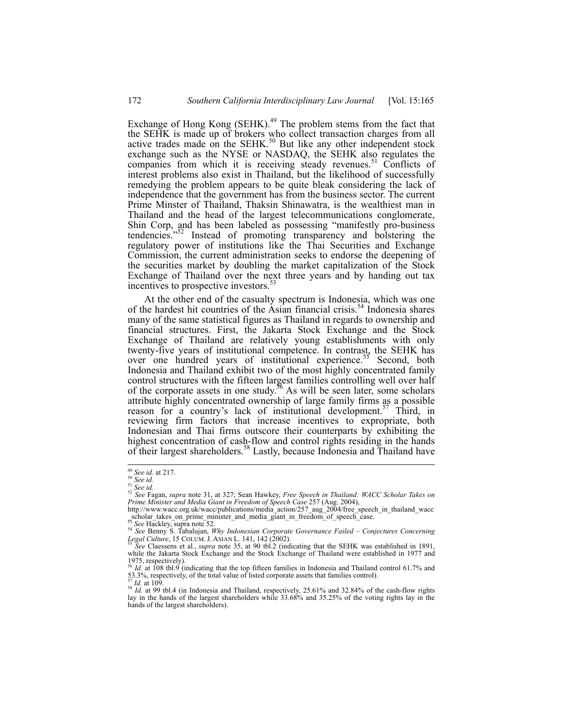Exchange of Hong Kong (SEHK).[49] The problem stems from the fact that the SEHK is made up of brokers who collect transaction charges from all active trades made on the SEHK.[50] But like any other independent stock exchange such as the NYSE or NASDAQ, the SEHK also regulates the companies from which it is receiving steady revenues.[51] Conflicts of interest problems also exist in Thailand, but the likelihood of successfully remedying the problem appears to be quite bleak considering the lack of independence that the government has from the business sector. The current Prime Minster of Thailand, Thaksin Shinawatra, is the wealthiest man in Thailand and the head of the largest telecommunications conglomerate, Shin Corp, and has been labeled as possessing "manifestly pro-business tendencies."[52] Instead of promoting transparency and bolstering the regulatory power of institutions like the Thai Securities and Exchange Commission, the current administration seeks to endorse the deepening of the securities market by doubling the market capitalization of the Stock Exchange of Thailand over the next three years and by handing out tax incentives to prospective investors.[53]

At the other end of the casualty spectrum is Indonesia, which was one of the hardest hit countries of the Asian financial crisis.[54] Indonesia shares many of the same statistical figures as Thailand in regards to ownership and financial structures. First, the Jakarta Stock Exchange and the Stock Exchange of Thailand are relatively young establishments with only twenty-five years of institutional competence. In contrast, the SEHK has over one hundred years of institutional experience.[55] Second, both Indonesia and Thailand exhibit two of the most highly concentrated family control structures with the fifteen largest families controlling well over half of the corporate assets in one study.[56] As will be seen later, some scholars attribute highly concentrated ownership of large family firms as a possible reason for a country's lack of institutional development.[57] Third, in reviewing firm factors that increase incentives to expropriate, both Indonesian and Thai firms outscore their counterparts by exhibiting the highest concentration of cash-flow and control rights residing in the hands of their largest shareholders.[58] Lastly, because Indonesia and Thailand have

---

[49] *See id.* at 217.

[50] *See id.*

[51] *See id.*

[52] *See* Fagan, *supra* note 31, at 327; Sean Hawkey, *Free Speech in Thailand: WACC Scholar Takes on Prime Minister and Media Giant in Freedom of Speech Case* 257 (Aug. 2004), http://www.wacc.org.uk/wacc/publications/media_action/257_aug_2004/free_speech_in_thailand_wacc_scholar_takes_on_prime_minister_and_media_giant_in_freedom_of_speech_case.

[53] *See* Hackley, supra note 52.

[54] *See* Benny S. Tabalujan, *Why Indonesian Corporate Governance Failed – Conjectures Concerning Legal Culture*, 15 COLUM. J. ASIAN L. 141, 142 (2002).

[55] *See* Claessens et al., *supra* note 35, at 90 tbl.2 (indicating that the SEHK was established in 1891, while the Jakarta Stock Exchange and the Stock Exchange of Thailand were established in 1977 and 1975, respectively).

[56] *Id.* at 108 tbl.9 (indicating that the top fifteen families in Indonesia and Thailand control 61.7% and 53.3%, respectively, of the total value of listed corporate assets that families control).

[57] *Id.* at 109.

[58] *Id.* at 99 tbl.4 (in Indonesia and Thailand, respectively, 25.61% and 32.84% of the cash-flow rights lay in the hands of the largest shareholders while 33.68% and 35.25% of the voting rights lay in the hands of the largest shareholders).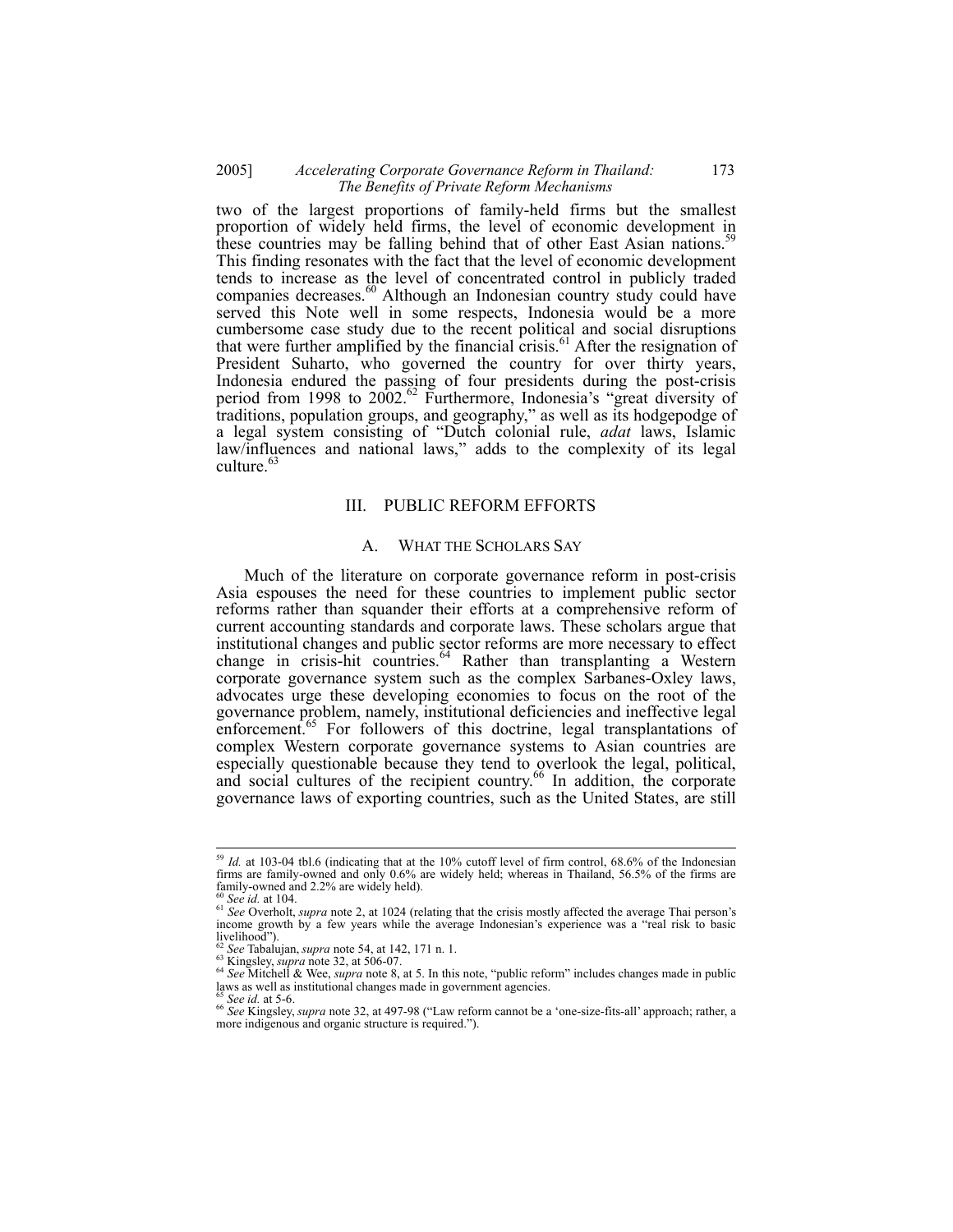two of the largest proportions of family-held firms but the smallest proportion of widely held firms, the level of economic development in these countries may be falling behind that of other East Asian nations.[59] This finding resonates with the fact that the level of economic development tends to increase as the level of concentrated control in publicly traded companies decreases.[60] Although an Indonesian country study could have served this Note well in some respects, Indonesia would be a more cumbersome case study due to the recent political and social disruptions that were further amplified by the financial crisis.[61] After the resignation of President Suharto, who governed the country for over thirty years, Indonesia endured the passing of four presidents during the post-crisis period from 1998 to 2002.[62] Furthermore, Indonesia's "great diversity of traditions, population groups, and geography," as well as its hodgepodge of a legal system consisting of "Dutch colonial rule, *adat* laws, Islamic law/influences and national laws," adds to the complexity of its legal culture.[63]

## III. PUBLIC REFORM EFFORTS

### A. WHAT THE SCHOLARS SAY

Much of the literature on corporate governance reform in post-crisis Asia espouses the need for these countries to implement public sector reforms rather than squander their efforts at a comprehensive reform of current accounting standards and corporate laws. These scholars argue that institutional changes and public sector reforms are more necessary to effect change in crisis-hit countries.[64] Rather than transplanting a Western corporate governance system such as the complex Sarbanes-Oxley laws, advocates urge these developing economies to focus on the root of the governance problem, namely, institutional deficiencies and ineffective legal enforcement.[65] For followers of this doctrine, legal transplantations of complex Western corporate governance systems to Asian countries are especially questionable because they tend to overlook the legal, political, and social cultures of the recipient country.[66] In addition, the corporate governance laws of exporting countries, such as the United States, are still

---

[59] *Id.* at 103-04 tbl.6 (indicating that at the 10% cutoff level of firm control, 68.6% of the Indonesian firms are family-owned and only 0.6% are widely held; whereas in Thailand, 56.5% of the firms are family-owned and 2.2% are widely held).

[60] *See id.* at 104.

[61] *See* Overholt, *supra* note 2, at 1024 (relating that the crisis mostly affected the average Thai person's income growth by a few years while the average Indonesian's experience was a "real risk to basic livelihood").

[62] *See* Tabalujan, *supra* note 54, at 142, 171 n. 1.

[63] Kingsley, *supra* note 32, at 506-07.

[64] *See* Mitchell & Wee, *supra* note 8, at 5. In this note, "public reform" includes changes made in public laws as well as institutional changes made in government agencies.

[65] *See id.* at 5-6.

[66] *See* Kingsley, *supra* note 32, at 497-98 ("Law reform cannot be a 'one-size-fits-all' approach; rather, a more indigenous and organic structure is required.").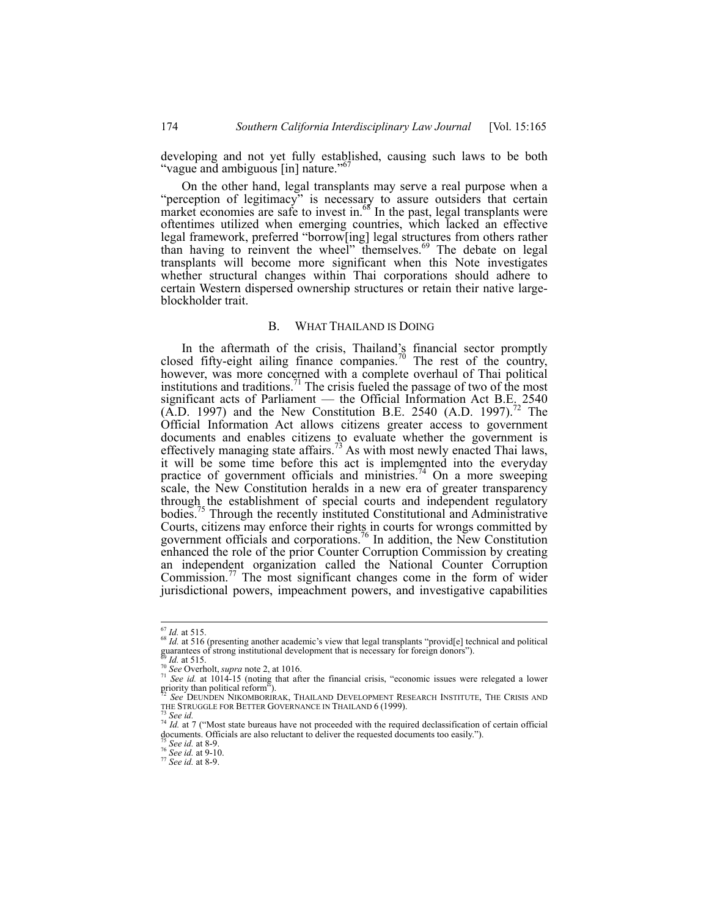developing and not yet fully established, causing such laws to be both "vague and ambiguous [in] nature."[67]

On the other hand, legal transplants may serve a real purpose when a "perception of legitimacy" is necessary to assure outsiders that certain market economies are safe to invest in.[68] In the past, legal transplants were oftentimes utilized when emerging countries, which lacked an effective legal framework, preferred "borrow[ing] legal structures from others rather than having to reinvent the wheel" themselves.[69] The debate on legal transplants will become more significant when this Note investigates whether structural changes within Thai corporations should adhere to certain Western dispersed ownership structures or retain their native large-blockholder trait.

## B. WHAT THAILAND IS DOING

In the aftermath of the crisis, Thailand's financial sector promptly closed fifty-eight ailing finance companies.[70] The rest of the country, however, was more concerned with a complete overhaul of Thai political institutions and traditions.[71] The crisis fueled the passage of two of the most significant acts of Parliament — the Official Information Act B.E. 2540 (A.D. 1997) and the New Constitution B.E. 2540 (A.D. 1997).[72] The Official Information Act allows citizens greater access to government documents and enables citizens to evaluate whether the government is effectively managing state affairs.[73] As with most newly enacted Thai laws, it will be some time before this act is implemented into the everyday practice of government officials and ministries.[74] On a more sweeping scale, the New Constitution heralds in a new era of greater transparency through the establishment of special courts and independent regulatory bodies.[75] Through the recently instituted Constitutional and Administrative Courts, citizens may enforce their rights in courts for wrongs committed by government officials and corporations.[76] In addition, the New Constitution enhanced the role of the prior Counter Corruption Commission by creating an independent organization called the National Counter Corruption Commission.[77] The most significant changes come in the form of wider jurisdictional powers, impeachment powers, and investigative capabilities

---

[67] *Id.* at 515.

[68] *Id.* at 516 (presenting another academic's view that legal transplants "provid[e] technical and political guarantees of strong institutional development that is necessary for foreign donors").

[69] *Id.* at 515.

[70] *See* Overholt, *supra* note 2, at 1016.

[71] *See id.* at 1014-15 (noting that after the financial crisis, "economic issues were relegated a lower priority than political reform").

[72] *See* DEUNDEN NIKOMBORIRAK, THAILAND DEVELOPMENT RESEARCH INSTITUTE, THE CRISIS AND THE STRUGGLE FOR BETTER GOVERNANCE IN THAILAND 6 (1999).

[73] *See id.*

[74] *Id.* at 7 ("Most state bureaus have not proceeded with the required declassification of certain official documents. Officials are also reluctant to deliver the requested documents too easily.").

[75] *See id.* at 8-9.

[76] *See id.* at 9-10.

[77] *See id.* at 8-9.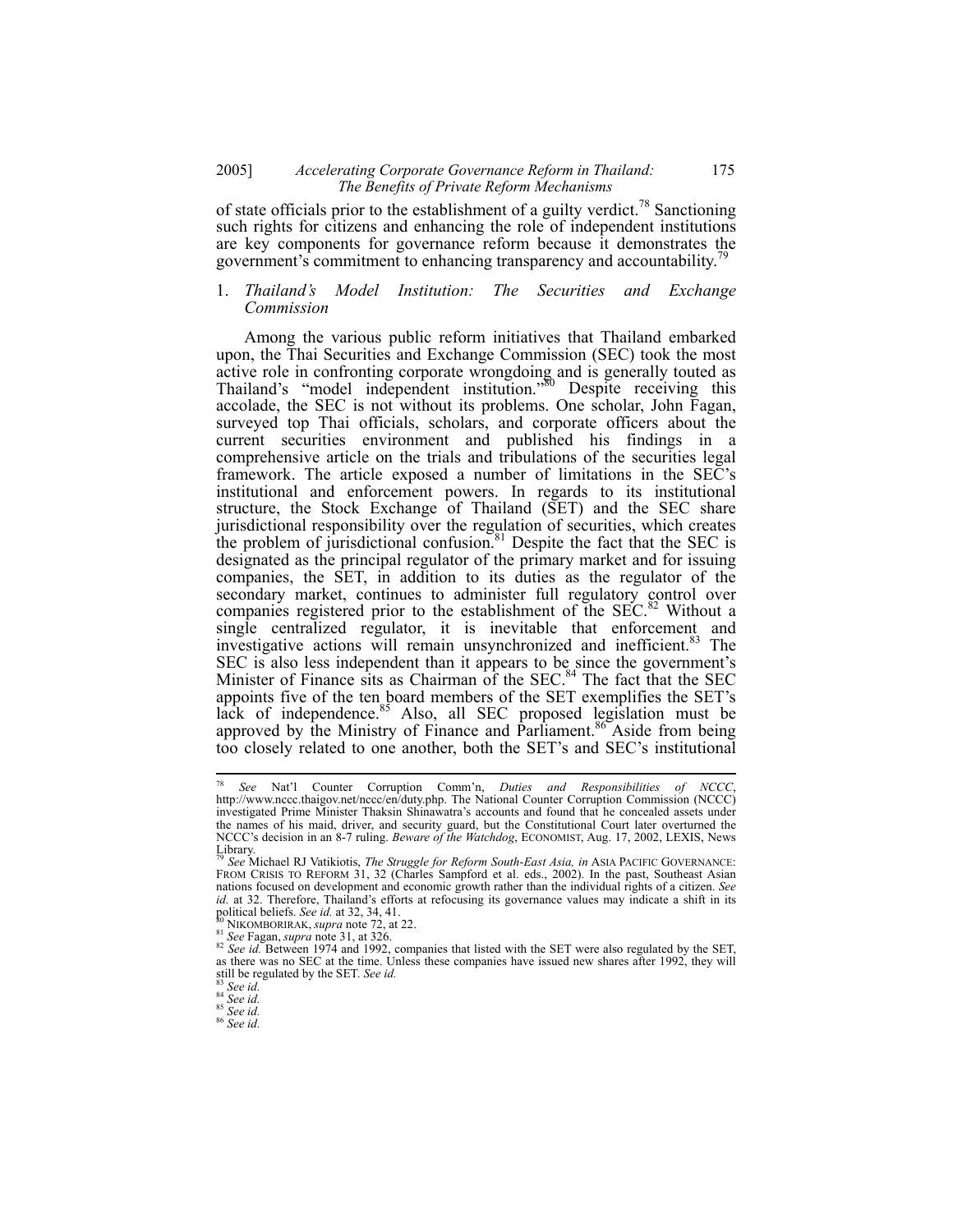of state officials prior to the establishment of a guilty verdict.[78] Sanctioning such rights for citizens and enhancing the role of independent institutions are key components for governance reform because it demonstrates the government's commitment to enhancing transparency and accountability.[79]

### 1. *Thailand's Model Institution: The Securities and Exchange Commission*

Among the various public reform initiatives that Thailand embarked upon, the Thai Securities and Exchange Commission (SEC) took the most active role in confronting corporate wrongdoing and is generally touted as Thailand's "model independent institution."[80] Despite receiving this accolade, the SEC is not without its problems. One scholar, John Fagan, surveyed top Thai officials, scholars, and corporate officers about the current securities environment and published his findings in a comprehensive article on the trials and tribulations of the securities legal framework. The article exposed a number of limitations in the SEC's institutional and enforcement powers. In regards to its institutional structure, the Stock Exchange of Thailand (SET) and the SEC share jurisdictional responsibility over the regulation of securities, which creates the problem of jurisdictional confusion.[81] Despite the fact that the SEC is designated as the principal regulator of the primary market and for issuing companies, the SET, in addition to its duties as the regulator of the secondary market, continues to administer full regulatory control over companies registered prior to the establishment of the SEC.[82] Without a single centralized regulator, it is inevitable that enforcement and investigative actions will remain unsynchronized and inefficient.[83] The SEC is also less independent than it appears to be since the government's Minister of Finance sits as Chairman of the SEC.[84] The fact that the SEC appoints five of the ten board members of the SET exemplifies the SET's lack of independence.[85] Also, all SEC proposed legislation must be approved by the Ministry of Finance and Parliament.[86] Aside from being too closely related to one another, both the SET's and SEC's institutional

---

[78] *See* Nat'l Counter Corruption Comm'n, *Duties and Responsibilities of NCCC*, http://www.nccc.thaigov.net/nccc/en/duty.php. The National Counter Corruption Commission (NCCC) investigated Prime Minister Thaksin Shinawatra's accounts and found that he concealed assets under the names of his maid, driver, and security guard, but the Constitutional Court later overturned the NCCC's decision in an 8-7 ruling. *Beware of the Watchdog*, ECONOMIST, Aug. 17, 2002, LEXIS, News Library.

[79] *See* Michael RJ Vatikiotis, *The Struggle for Reform South-East Asia, in* ASIA PACIFIC GOVERNANCE: FROM CRISIS TO REFORM 31, 32 (Charles Sampford et al. eds., 2002). In the past, Southeast Asian nations focused on development and economic growth rather than the individual rights of a citizen. *See id.* at 32. Therefore, Thailand's efforts at refocusing its governance values may indicate a shift in its political beliefs. *See id.* at 32, 34, 41.

[80] NIKOMBORIRAK, *supra* note 72, at 22.

[81] *See* Fagan, *supra* note 31, at 326.

[82] *See id.* Between 1974 and 1992, companies that listed with the SET were also regulated by the SET, as there was no SEC at the time. Unless these companies have issued new shares after 1992, they will still be regulated by the SET. *See id.*

[83] *See id.*

[84] *See id.*

[85] *See id.*

[86] *See id.*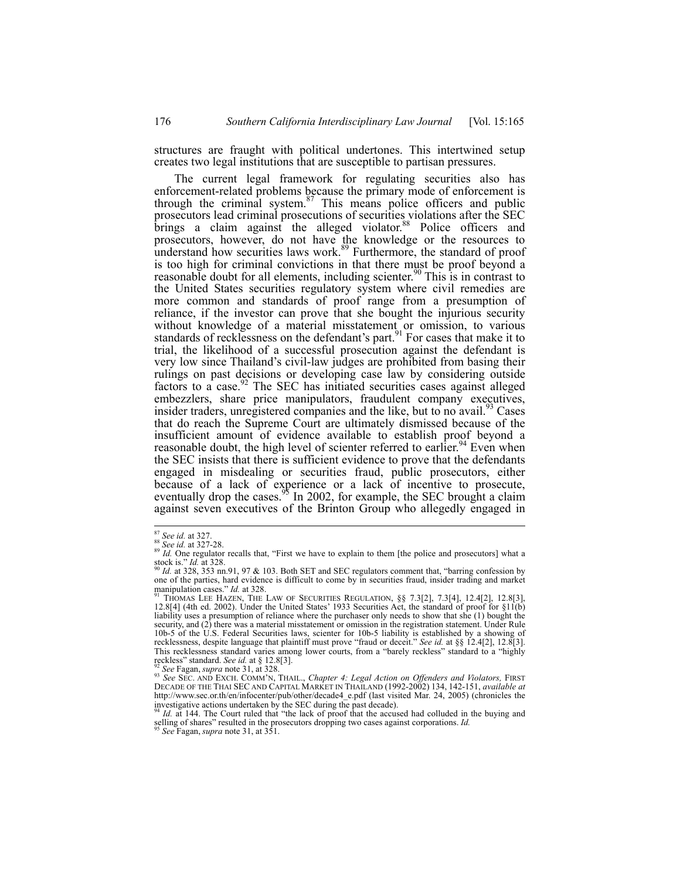structures are fraught with political undertones. This intertwined setup creates two legal institutions that are susceptible to partisan pressures.

The current legal framework for regulating securities also has enforcement-related problems because the primary mode of enforcement is through the criminal system.[87] This means police officers and public prosecutors lead criminal prosecutions of securities violations after the SEC brings a claim against the alleged violator.[88] Police officers and prosecutors, however, do not have the knowledge or the resources to understand how securities laws work.[89] Furthermore, the standard of proof is too high for criminal convictions in that there must be proof beyond a reasonable doubt for all elements, including scienter.[90] This is in contrast to the United States securities regulatory system where civil remedies are more common and standards of proof range from a presumption of reliance, if the investor can prove that she bought the injurious security without knowledge of a material misstatement or omission, to various standards of recklessness on the defendant's part.[91] For cases that make it to trial, the likelihood of a successful prosecution against the defendant is very low since Thailand's civil-law judges are prohibited from basing their rulings on past decisions or developing case law by considering outside factors to a case.[92] The SEC has initiated securities cases against alleged embezzlers, share price manipulators, fraudulent company executives, insider traders, unregistered companies and the like, but to no avail.[93] Cases that do reach the Supreme Court are ultimately dismissed because of the insufficient amount of evidence available to establish proof beyond a reasonable doubt, the high level of scienter referred to earlier.[94] Even when the SEC insists that there is sufficient evidence to prove that the defendants engaged in misdealing or securities fraud, public prosecutors, either because of a lack of experience or a lack of incentive to prosecute, eventually drop the cases.[95] In 2002, for example, the SEC brought a claim against seven executives of the Brinton Group who allegedly engaged in

---

[87] *See id.* at 327.

[88] *See id.* at 327-28.

[89] *Id.* One regulator recalls that, "First we have to explain to them [the police and prosecutors] what a stock is." *Id.* at 328.

[90] *Id.* at 328, 353 nn.91, 97 & 103. Both SET and SEC regulators comment that, "barring confession by one of the parties, hard evidence is difficult to come by in securities fraud, insider trading and market manipulation cases." *Id.* at 328.

[91] THOMAS LEE HAZEN, THE LAW OF SECURITIES REGULATION, §§ 7.3[2], 7.3[4], 12.4[2], 12.8[3], 12.8[4] (4th ed. 2002). Under the United States' 1933 Securities Act, the standard of proof for §11(b) liability uses a presumption of reliance where the purchaser only needs to show that she (1) bought the security, and (2) there was a material misstatement or omission in the registration statement. Under Rule 10b-5 of the U.S. Federal Securities laws, scienter for 10b-5 liability is established by a showing of recklessness, despite language that plaintiff must prove "fraud or deceit." *See id.* at §§ 12.4[2], 12.8[3]. This recklessness standard varies among lower courts, from a "barely reckless" standard to a "highly reckless" standard. *See id.* at § 12.8[3].

[92] *See* Fagan, *supra* note 31, at 328.

[93] *See* SEC. AND EXCH. COMM'N, THAIL., *Chapter 4: Legal Action on Offenders and Violators,* FIRST DECADE OF THE THAI SEC AND CAPITAL MARKET IN THAILAND (1992-2002) 134, 142-151, *available at* http://www.sec.or.th/en/infocenter/pub/other/decade4_e.pdf (last visited Mar. 24, 2005) (chronicles the investigative actions undertaken by the SEC during the past decade).

[94] *Id.* at 144. The Court ruled that "the lack of proof that the accused had colluded in the buying and selling of shares" resulted in the prosecutors dropping two cases against corporations. *Id.*

[95] *See* Fagan, *supra* note 31, at 351.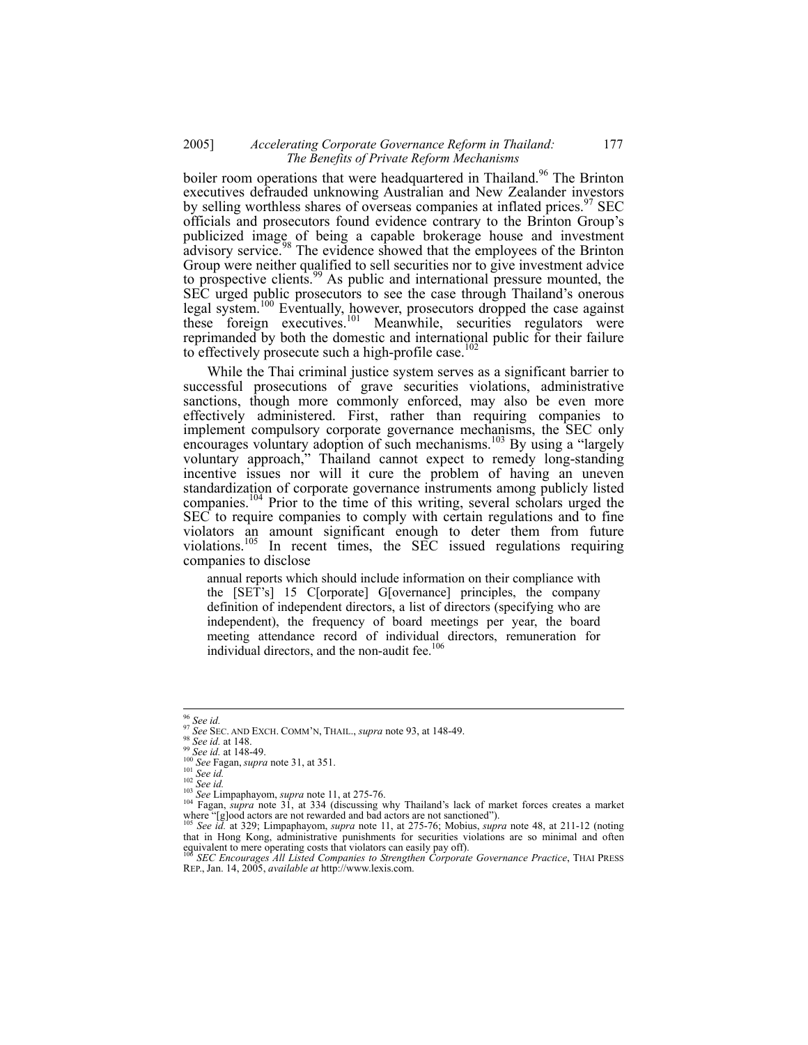boiler room operations that were headquartered in Thailand.[96] The Brinton executives defrauded unknowing Australian and New Zealander investors by selling worthless shares of overseas companies at inflated prices.[97] SEC officials and prosecutors found evidence contrary to the Brinton Group's publicized image of being a capable brokerage house and investment advisory service.[98] The evidence showed that the employees of the Brinton Group were neither qualified to sell securities nor to give investment advice to prospective clients.[99] As public and international pressure mounted, the SEC urged public prosecutors to see the case through Thailand's onerous legal system.[100] Eventually, however, prosecutors dropped the case against these foreign executives.[101] Meanwhile, securities regulators were reprimanded by both the domestic and international public for their failure to effectively prosecute such a high-profile case.[102]

While the Thai criminal justice system serves as a significant barrier to successful prosecutions of grave securities violations, administrative sanctions, though more commonly enforced, may also be even more effectively administered. First, rather than requiring companies to implement compulsory corporate governance mechanisms, the SEC only encourages voluntary adoption of such mechanisms.[103] By using a "largely voluntary approach," Thailand cannot expect to remedy long-standing incentive issues nor will it cure the problem of having an uneven standardization of corporate governance instruments among publicly listed companies.[104] Prior to the time of this writing, several scholars urged the SEC to require companies to comply with certain regulations and to fine violators an amount significant enough to deter them from future violations.[105] In recent times, the SEC issued regulations requiring companies to disclose

> annual reports which should include information on their compliance with the [SET's] 15 C[orporate] G[overnance] principles, the company definition of independent directors, a list of directors (specifying who are independent), the frequency of board meetings per year, the board meeting attendance record of individual directors, remuneration for individual directors, and the non-audit fee.[106]

---

[96] *See id.*
[97] *See* SEC. AND EXCH. COMM'N, THAIL., *supra* note 93, at 148-49.
[98] *See id.* at 148.
[99] *See id.* at 148-49.
[100] *See* Fagan, *supra* note 31, at 351.
[101] *See id.*
[102] *See id.*
[103] *See* Limpaphayom, *supra* note 11, at 275-76.
[104] Fagan, *supra* note 31, at 334 (discussing why Thailand's lack of market forces creates a market where "[g]ood actors are not rewarded and bad actors are not sanctioned").
[105] *See id.* at 329; Limpaphayom, *supra* note 11, at 275-76; Mobius, *supra* note 48, at 211-12 (noting that in Hong Kong, administrative punishments for securities violations are so minimal and often equivalent to mere operating costs that violators can easily pay off).
[106] *SEC Encourages All Listed Companies to Strengthen Corporate Governance Practice*, THAI PRESS REP., Jan. 14, 2005, *available at* http://www.lexis.com.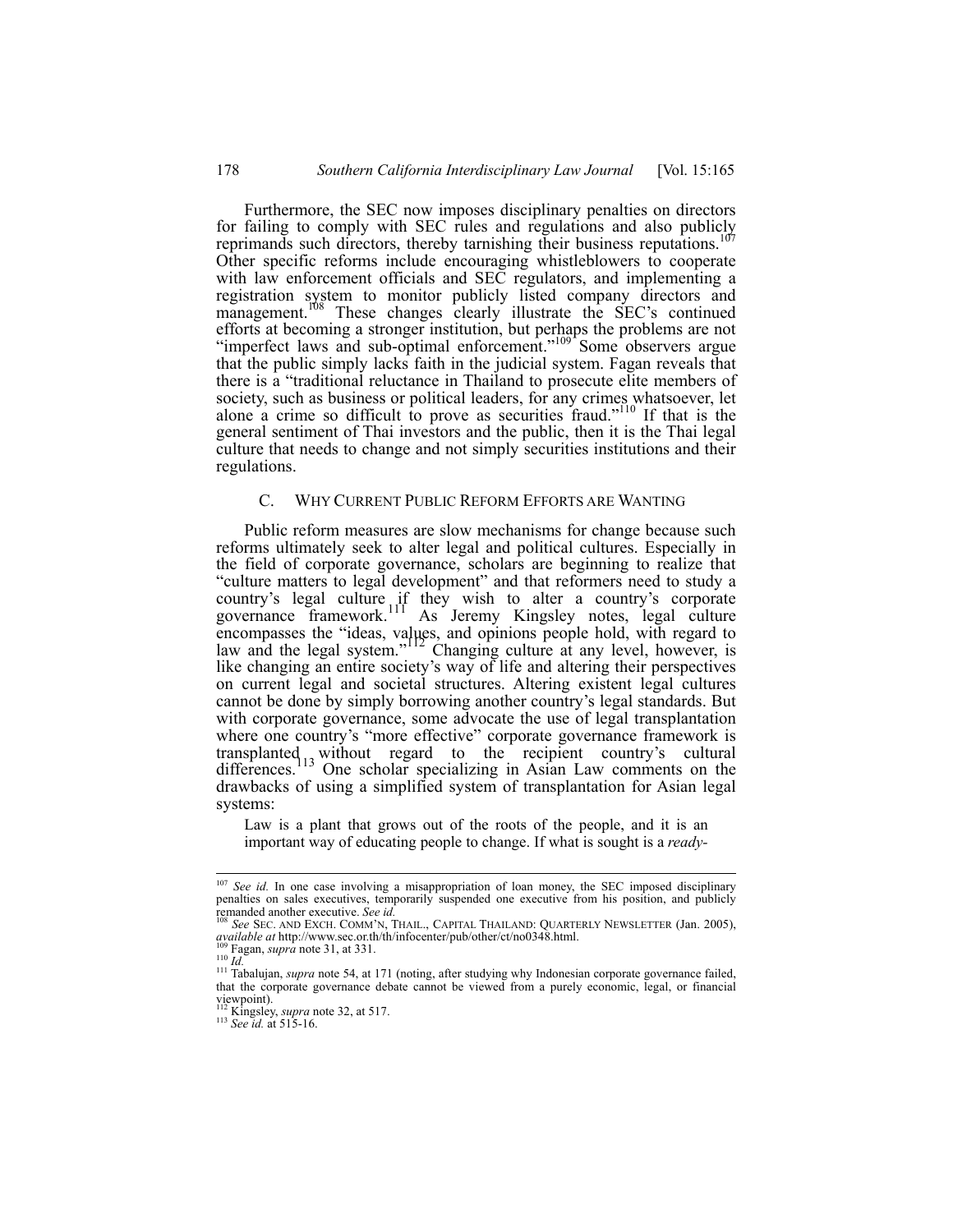Furthermore, the SEC now imposes disciplinary penalties on directors for failing to comply with SEC rules and regulations and also publicly reprimands such directors, thereby tarnishing their business reputations.[107] Other specific reforms include encouraging whistleblowers to cooperate with law enforcement officials and SEC regulators, and implementing a registration system to monitor publicly listed company directors and management.[108] These changes clearly illustrate the SEC's continued efforts at becoming a stronger institution, but perhaps the problems are not "imperfect laws and sub-optimal enforcement."[109] Some observers argue that the public simply lacks faith in the judicial system. Fagan reveals that there is a "traditional reluctance in Thailand to prosecute elite members of society, such as business or political leaders, for any crimes whatsoever, let alone a crime so difficult to prove as securities fraud."[110] If that is the general sentiment of Thai investors and the public, then it is the Thai legal culture that needs to change and not simply securities institutions and their regulations.

### C. WHY CURRENT PUBLIC REFORM EFFORTS ARE WANTING

Public reform measures are slow mechanisms for change because such reforms ultimately seek to alter legal and political cultures. Especially in the field of corporate governance, scholars are beginning to realize that "culture matters to legal development" and that reformers need to study a country's legal culture if they wish to alter a country's corporate governance framework.[111] As Jeremy Kingsley notes, legal culture encompasses the "ideas, values, and opinions people hold, with regard to law and the legal system."[112] Changing culture at any level, however, is like changing an entire society's way of life and altering their perspectives on current legal and societal structures. Altering existent legal cultures cannot be done by simply borrowing another country's legal standards. But with corporate governance, some advocate the use of legal transplantation where one country's "more effective" corporate governance framework is transplanted without regard to the recipient country's cultural differences.[113] One scholar specializing in Asian Law comments on the drawbacks of using a simplified system of transplantation for Asian legal systems:

> Law is a plant that grows out of the roots of the people, and it is an important way of educating people to change. If what is sought is a *ready-*

---

[107] *See id.* In one case involving a misappropriation of loan money, the SEC imposed disciplinary penalties on sales executives, temporarily suspended one executive from his position, and publicly remanded another executive. *See id.*

[108] *See* SEC. AND EXCH. COMM'N, THAIL., CAPITAL THAILAND: QUARTERLY NEWSLETTER (Jan. 2005), *available at* http://www.sec.or.th/th/infocenter/pub/other/ct/no0348.html.

[109] Fagan, *supra* note 31, at 331.

[110] *Id.*

[111] Tabalujan, *supra* note 54, at 171 (noting, after studying why Indonesian corporate governance failed, that the corporate governance debate cannot be viewed from a purely economic, legal, or financial viewpoint).

[112] Kingsley, *supra* note 32, at 517.

[113] *See id.* at 515-16.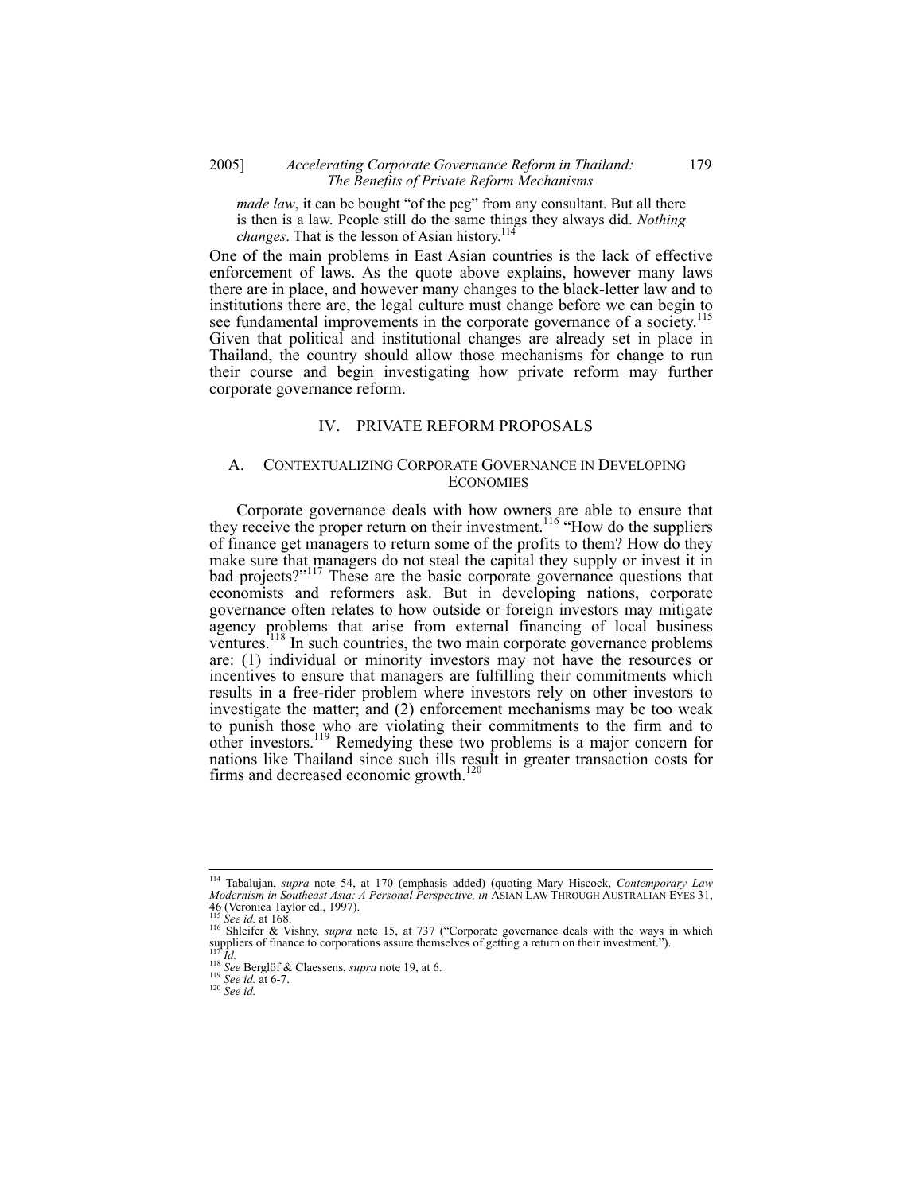> *made law*, it can be bought "of the peg" from any consultant. But all there is then is a law. People still do the same things they always did. *Nothing changes*. That is the lesson of Asian history.[114]

One of the main problems in East Asian countries is the lack of effective enforcement of laws. As the quote above explains, however many laws there are in place, and however many changes to the black-letter law and to institutions there are, the legal culture must change before we can begin to see fundamental improvements in the corporate governance of a society.[115] Given that political and institutional changes are already set in place in Thailand, the country should allow those mechanisms for change to run their course and begin investigating how private reform may further corporate governance reform.

## IV. PRIVATE REFORM PROPOSALS

### A. CONTEXTUALIZING CORPORATE GOVERNANCE IN DEVELOPING ECONOMIES

Corporate governance deals with how owners are able to ensure that they receive the proper return on their investment.[116] "How do the suppliers of finance get managers to return some of the profits to them? How do they make sure that managers do not steal the capital they supply or invest it in bad projects?"[117] These are the basic corporate governance questions that economists and reformers ask. But in developing nations, corporate governance often relates to how outside or foreign investors may mitigate agency problems that arise from external financing of local business ventures.[118] In such countries, the two main corporate governance problems are: (1) individual or minority investors may not have the resources or incentives to ensure that managers are fulfilling their commitments which results in a free-rider problem where investors rely on other investors to investigate the matter; and (2) enforcement mechanisms may be too weak to punish those who are violating their commitments to the firm and to other investors.[119] Remedying these two problems is a major concern for nations like Thailand since such ills result in greater transaction costs for firms and decreased economic growth.[120]

---

[114] Tabalujan, *supra* note 54, at 170 (emphasis added) (quoting Mary Hiscock, *Contemporary Law Modernism in Southeast Asia: A Personal Perspective, in* ASIAN LAW THROUGH AUSTRALIAN EYES 31, 46 (Veronica Taylor ed., 1997).

[115] *See id.* at 168.

[116] Shleifer & Vishny, *supra* note 15, at 737 ("Corporate governance deals with the ways in which suppliers of finance to corporations assure themselves of getting a return on their investment.").

[117] *Id.*

[118] *See* Berglöf & Claessens, *supra* note 19, at 6.

[119] *See id.* at 6-7.

[120] *See id.*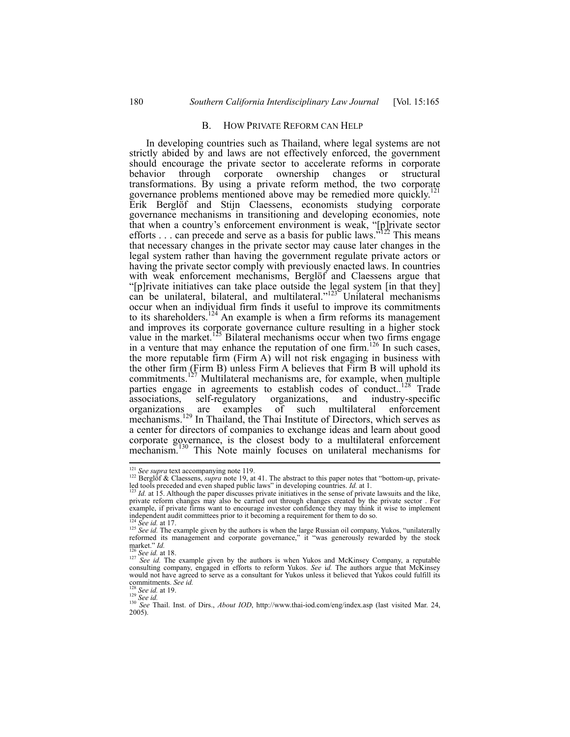### B. HOW PRIVATE REFORM CAN HELP

In developing countries such as Thailand, where legal systems are not strictly abided by and laws are not effectively enforced, the government should encourage the private sector to accelerate reforms in corporate behavior through corporate ownership changes or structural transformations. By using a private reform method, the two corporate governance problems mentioned above may be remedied more quickly.[121] Erik Berglöf and Stijn Claessens, economists studying corporate governance mechanisms in transitioning and developing economies, note that when a country's enforcement environment is weak, "[p]rivate sector efforts . . . can precede and serve as a basis for public laws."[122] This means that necessary changes in the private sector may cause later changes in the legal system rather than having the government regulate private actors or having the private sector comply with previously enacted laws. In countries with weak enforcement mechanisms, Berglöf and Claessens argue that "[p]rivate initiatives can take place outside the legal system [in that they] can be unilateral, bilateral, and multilateral."[123] Unilateral mechanisms occur when an individual firm finds it useful to improve its commitments to its shareholders.[124] An example is when a firm reforms its management and improves its corporate governance culture resulting in a higher stock value in the market.[125] Bilateral mechanisms occur when two firms engage in a venture that may enhance the reputation of one firm.[126] In such cases, the more reputable firm (Firm A) will not risk engaging in business with the other firm (Firm B) unless Firm A believes that Firm B will uphold its commitments.[127] Multilateral mechanisms are, for example, when multiple parties engage in agreements to establish codes of conduct..[128] Trade associations, self-regulatory organizations, and industry-specific organizations are examples of such multilateral enforcement mechanisms.[129] In Thailand, the Thai Institute of Directors, which serves as a center for directors of companies to exchange ideas and learn about good corporate governance, is the closest body to a multilateral enforcement mechanism.[130] This Note mainly focuses on unilateral mechanisms for

---

[121] *See supra* text accompanying note 119.

[122] Berglöf & Claessens, *supra* note 19, at 41. The abstract to this paper notes that "bottom-up, private-led tools preceded and even shaped public laws" in developing countries. *Id.* at 1.

[123] *Id.* at 15. Although the paper discusses private initiatives in the sense of private lawsuits and the like, private reform changes may also be carried out through changes created by the private sector . For example, if private firms want to encourage investor confidence they may think it wise to implement independent audit committees prior to it becoming a requirement for them to do so.

[124] *See id.* at 17.

[125] *See id.* The example given by the authors is when the large Russian oil company, Yukos, "unilaterally reformed its management and corporate governance," it "was generously rewarded by the stock market." *Id.*

[126] *See id.* at 18.

[127] *See id.* The example given by the authors is when Yukos and McKinsey Company, a reputable consulting company, engaged in efforts to reform Yukos. *See id.* The authors argue that McKinsey would not have agreed to serve as a consultant for Yukos unless it believed that Yukos could fulfill its commitments. *See id.*

[128] *See id.* at 19.

[129] *See id.*

[130] *See* Thail. Inst. of Dirs., *About IOD*, http://www.thai-iod.com/eng/index.asp (last visited Mar. 24, 2005).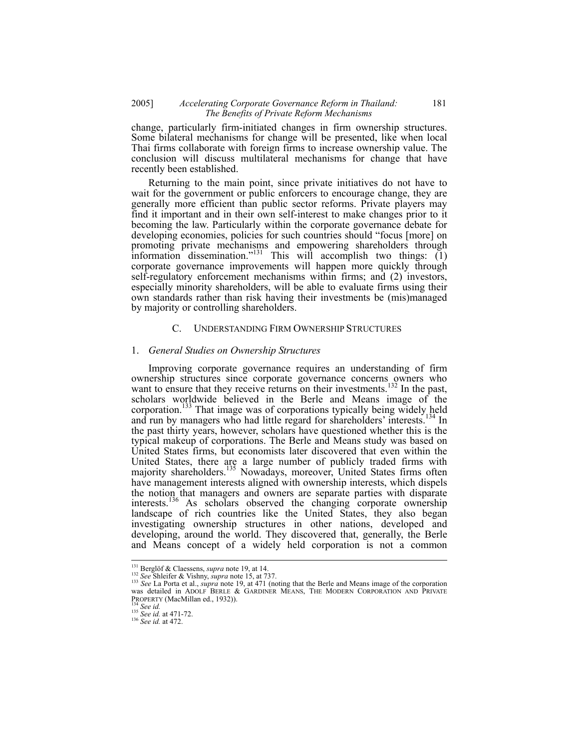change, particularly firm-initiated changes in firm ownership structures. Some bilateral mechanisms for change will be presented, like when local Thai firms collaborate with foreign firms to increase ownership value. The conclusion will discuss multilateral mechanisms for change that have recently been established.

Returning to the main point, since private initiatives do not have to wait for the government or public enforcers to encourage change, they are generally more efficient than public sector reforms. Private players may find it important and in their own self-interest to make changes prior to it becoming the law. Particularly within the corporate governance debate for developing economies, policies for such countries should "focus [more] on promoting private mechanisms and empowering shareholders through information dissemination."[131] This will accomplish two things: (1) corporate governance improvements will happen more quickly through self-regulatory enforcement mechanisms within firms; and (2) investors, especially minority shareholders, will be able to evaluate firms using their own standards rather than risk having their investments be (mis)managed by majority or controlling shareholders.

## C. Understanding Firm Ownership Structures

### 1. *General Studies on Ownership Structures*

Improving corporate governance requires an understanding of firm ownership structures since corporate governance concerns owners who want to ensure that they receive returns on their investments.[132] In the past, scholars worldwide believed in the Berle and Means image of the corporation.[133] That image was of corporations typically being widely held and run by managers who had little regard for shareholders' interests.[134] In the past thirty years, however, scholars have questioned whether this is the typical makeup of corporations. The Berle and Means study was based on United States firms, but economists later discovered that even within the United States, there are a large number of publicly traded firms with majority shareholders.[135] Nowadays, moreover, United States firms often have management interests aligned with ownership interests, which dispels the notion that managers and owners are separate parties with disparate interests.[136] As scholars observed the changing corporate ownership landscape of rich countries like the United States, they also began investigating ownership structures in other nations, developed and developing, around the world. They discovered that, generally, the Berle and Means concept of a widely held corporation is not a common

---

[131] Berglöf & Claessens, *supra* note 19, at 14.

[132] *See* Shleifer & Vishny, *supra* note 15, at 737.

[133] *See* La Porta et al., *supra* note 19, at 471 (noting that the Berle and Means image of the corporation was detailed in Adolf Berle & Gardiner Means, The Modern Corporation and Private Property (MacMillan ed., 1932)).

[134] *See id.*

[135] *See id.* at 471-72.

[136] *See id.* at 472.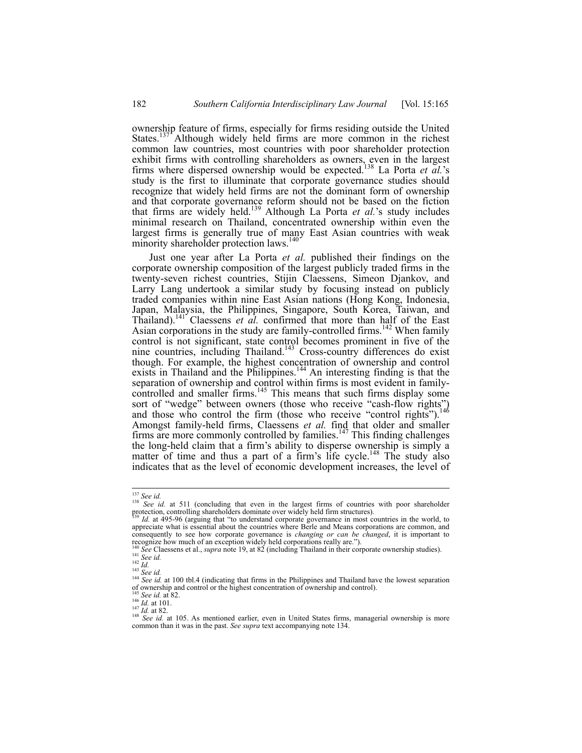ownership feature of firms, especially for firms residing outside the United States.[137] Although widely held firms are more common in the richest common law countries, most countries with poor shareholder protection exhibit firms with controlling shareholders as owners, even in the largest firms where dispersed ownership would be expected.[138] La Porta *et al.*'s study is the first to illuminate that corporate governance studies should recognize that widely held firms are not the dominant form of ownership and that corporate governance reform should not be based on the fiction that firms are widely held.[139] Although La Porta *et al.*'s study includes minimal research on Thailand, concentrated ownership within even the largest firms is generally true of many East Asian countries with weak minority shareholder protection laws.[140]

Just one year after La Porta *et al.* published their findings on the corporate ownership composition of the largest publicly traded firms in the twenty-seven richest countries, Stijin Claessens, Simeon Djankov, and Larry Lang undertook a similar study by focusing instead on publicly traded companies within nine East Asian nations (Hong Kong, Indonesia, Japan, Malaysia, the Philippines, Singapore, South Korea, Taiwan, and Thailand).[141] Claessens *et al.* confirmed that more than half of the East Asian corporations in the study are family-controlled firms.[142] When family control is not significant, state control becomes prominent in five of the nine countries, including Thailand.[143] Cross-country differences do exist though. For example, the highest concentration of ownership and control exists in Thailand and the Philippines.[144] An interesting finding is that the separation of ownership and control within firms is most evident in family-controlled and smaller firms.[145] This means that such firms display some sort of "wedge" between owners (those who receive "cash-flow rights") and those who control the firm (those who receive "control rights").[146] Amongst family-held firms, Claessens *et al.* find that older and smaller firms are more commonly controlled by families.[147] This finding challenges the long-held claim that a firm's ability to disperse ownership is simply a matter of time and thus a part of a firm's life cycle.[148] The study also indicates that as the level of economic development increases, the level of

---

[137] *See id.*

[138] *See id.* at 511 (concluding that even in the largest firms of countries with poor shareholder protection, controlling shareholders dominate over widely held firm structures).

[139] *Id.* at 495-96 (arguing that "to understand corporate governance in most countries in the world, to appreciate what is essential about the countries where Berle and Means corporations are common, and consequently to see how corporate governance is *changing or can be changed*, it is important to recognize how much of an exception widely held corporations really are.").

[140] *See* Claessens et al., *supra* note 19, at 82 (including Thailand in their corporate ownership studies).

[141] *See id.*

[142] *Id.*

[143] *See id.*

[144] *See id.* at 100 tbl.4 (indicating that firms in the Philippines and Thailand have the lowest separation of ownership and control or the highest concentration of ownership and control).

[145] *See id.* at 82.

[146] *Id.* at 101.

[147] *Id.* at 82.

[148] *See id.* at 105. As mentioned earlier, even in United States firms, managerial ownership is more common than it was in the past. *See supra* text accompanying note 134.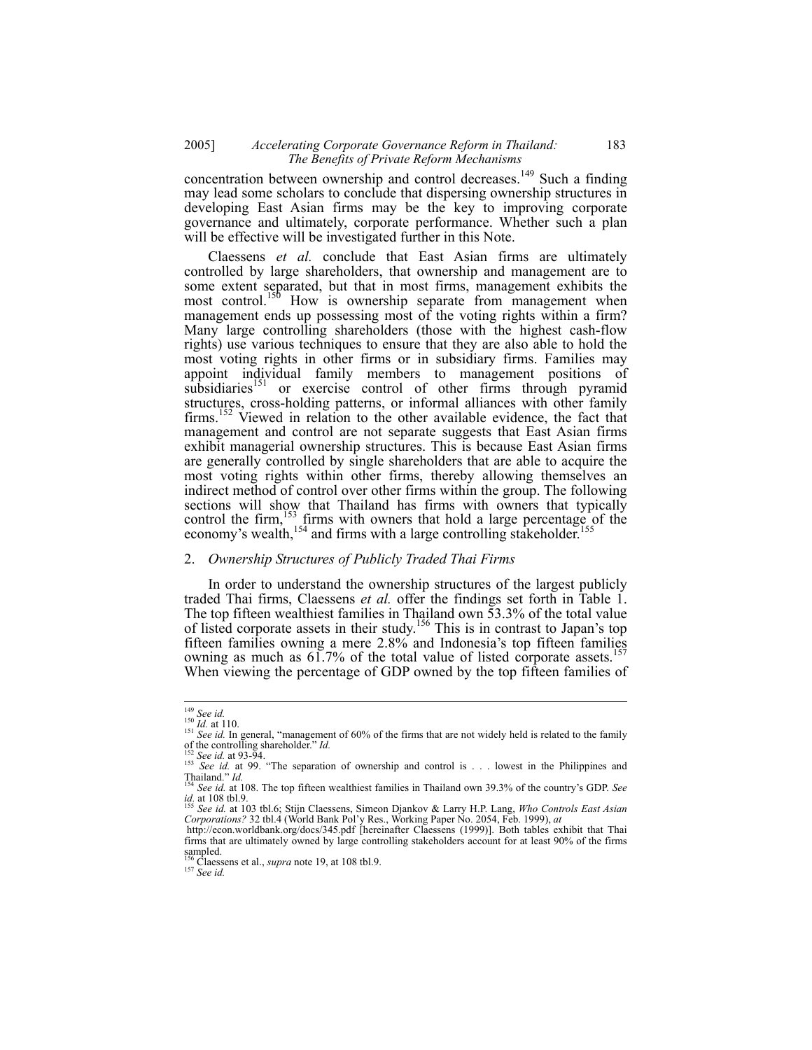concentration between ownership and control decreases.[149] Such a finding may lead some scholars to conclude that dispersing ownership structures in developing East Asian firms may be the key to improving corporate governance and ultimately, corporate performance. Whether such a plan will be effective will be investigated further in this Note.

Claessens *et al.* conclude that East Asian firms are ultimately controlled by large shareholders, that ownership and management are to some extent separated, but that in most firms, management exhibits the most control.[150] How is ownership separate from management when management ends up possessing most of the voting rights within a firm? Many large controlling shareholders (those with the highest cash-flow rights) use various techniques to ensure that they are also able to hold the most voting rights in other firms or in subsidiary firms. Families may appoint individual family members to management positions of subsidiaries[151] or exercise control of other firms through pyramid structures, cross-holding patterns, or informal alliances with other family firms.[152] Viewed in relation to the other available evidence, the fact that management and control are not separate suggests that East Asian firms exhibit managerial ownership structures. This is because East Asian firms are generally controlled by single shareholders that are able to acquire the most voting rights within other firms, thereby allowing themselves an indirect method of control over other firms within the group. The following sections will show that Thailand has firms with owners that typically control the firm,[153] firms with owners that hold a large percentage of the economy's wealth,[154] and firms with a large controlling stakeholder.[155]

## 2. *Ownership Structures of Publicly Traded Thai Firms*

In order to understand the ownership structures of the largest publicly traded Thai firms, Claessens *et al.* offer the findings set forth in Table 1. The top fifteen wealthiest families in Thailand own 53.3% of the total value of listed corporate assets in their study.[156] This is in contrast to Japan's top fifteen families owning a mere 2.8% and Indonesia's top fifteen families owning as much as 61.7% of the total value of listed corporate assets.[157] When viewing the percentage of GDP owned by the top fifteen families of

---

[149] *See id.*

[150] *Id.* at 110.

[151] *See id.* In general, "management of 60% of the firms that are not widely held is related to the family of the controlling shareholder." *Id.*

[152] *See id.* at 93-94.

[153] *See id.* at 99. "The separation of ownership and control is . . . lowest in the Philippines and Thailand." *Id.*

[154] *See id.* at 108. The top fifteen wealthiest families in Thailand own 39.3% of the country's GDP. *See id.* at 108 tbl.9.

[155] *See id.* at 103 tbl.6; Stijn Claessens, Simeon Djankov & Larry H.P. Lang, *Who Controls East Asian Corporations?* 32 tbl.4 (World Bank Pol'y Res., Working Paper No. 2054, Feb. 1999), *at* http://econ.worldbank.org/docs/345.pdf [hereinafter Claessens (1999)]. Both tables exhibit that Thai firms that are ultimately owned by large controlling stakeholders account for at least 90% of the firms sampled.

[156] Claessens et al., *supra* note 19, at 108 tbl.9.

[157] *See id.*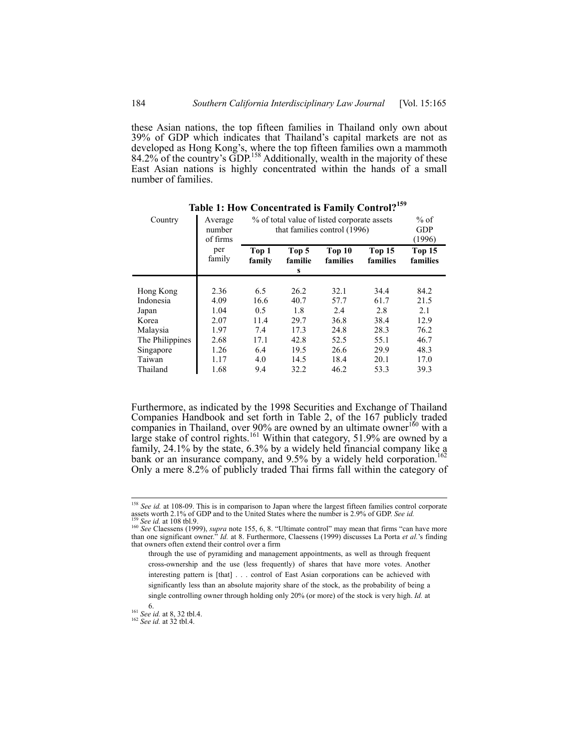these Asian nations, the top fifteen families in Thailand only own about 39% of GDP which indicates that Thailand's capital markets are not as developed as Hong Kong's, where the top fifteen families own a mammoth 84.2% of the country's GDP.[158] Additionally, wealth in the majority of these East Asian nations is highly concentrated within the hands of a small number of families.

**Table 1: How Concentrated is Family Control?[159]**

| Country | Average number of firms per family | % of total value of listed corporate assets that families control (1996) | | | | % of GDP (1996) |
|---|---|---|---|---|---|---|
| | | **Top 1 family** | **Top 5 families** | **Top 10 families** | **Top 15 families** | **Top 15 families** |
| Hong Kong | 2.36 | 6.5 | 26.2 | 32.1 | 34.4 | 84.2 |
| Indonesia | 4.09 | 16.6 | 40.7 | 57.7 | 61.7 | 21.5 |
| Japan | 1.04 | 0.5 | 1.8 | 2.4 | 2.8 | 2.1 |
| Korea | 2.07 | 11.4 | 29.7 | 36.8 | 38.4 | 12.9 |
| Malaysia | 1.97 | 7.4 | 17.3 | 24.8 | 28.3 | 76.2 |
| The Philippines | 2.68 | 17.1 | 42.8 | 52.5 | 55.1 | 46.7 |
| Singapore | 1.26 | 6.4 | 19.5 | 26.6 | 29.9 | 48.3 |
| Taiwan | 1.17 | 4.0 | 14.5 | 18.4 | 20.1 | 17.0 |
| Thailand | 1.68 | 9.4 | 32.2 | 46.2 | 53.3 | 39.3 |

Furthermore, as indicated by the 1998 Securities and Exchange of Thailand Companies Handbook and set forth in Table 2, of the 167 publicly traded companies in Thailand, over 90% are owned by an ultimate owner[160] with a large stake of control rights.[161] Within that category, 51.9% are owned by a family, 24.1% by the state, 6.3% by a widely held financial company like a bank or an insurance company, and 9.5% by a widely held corporation.[162] Only a mere 8.2% of publicly traded Thai firms fall within the category of

---

[158] *See id.* at 108-09. This is in comparison to Japan where the largest fifteen families control corporate assets worth 2.1% of GDP and to the United States where the number is 2.9% of GDP. *See id.*

[159] *See id.* at 108 tbl.9.

[160] *See* Claessens (1999), *supra* note 155, 6, 8. "Ultimate control" may mean that firms "can have more than one significant owner." *Id.* at 8. Furthermore, Claessens (1999) discusses La Porta *et al.*'s finding that owners often extend their control over a firm

> through the use of pyramiding and management appointments, as well as through frequent cross-ownership and the use (less frequently) of shares that have more votes. Another interesting pattern is [that] . . . control of East Asian corporations can be achieved with significantly less than an absolute majority share of the stock, as the probability of being a single controlling owner through holding only 20% (or more) of the stock is very high. *Id.* at 6.

[161] *See id.* at 8, 32 tbl.4.

[162] *See id.* at 32 tbl.4.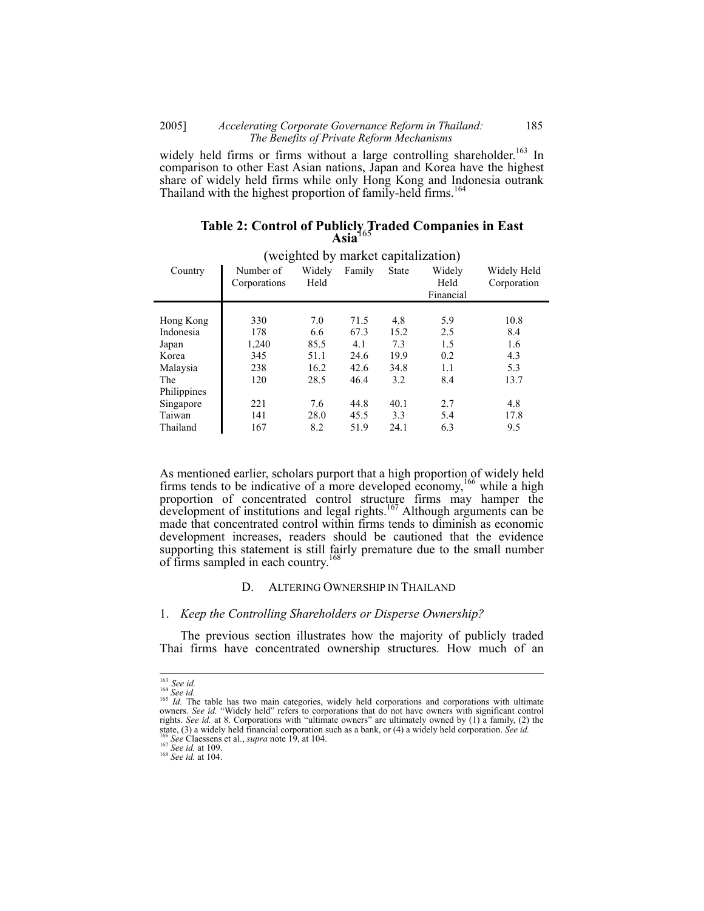widely held firms or firms without a large controlling shareholder.[163] In comparison to other East Asian nations, Japan and Korea have the highest share of widely held firms while only Hong Kong and Indonesia outrank Thailand with the highest proportion of family-held firms.[164]

**Table 2: Control of Publicly Traded Companies in East Asia**[165]

(weighted by market capitalization)

| Country | Number of Corporations | Widely Held | Family | State | Widely Held Financial | Widely Held Corporation |
|---|---|---|---|---|---|---|
| Hong Kong | 330 | 7.0 | 71.5 | 4.8 | 5.9 | 10.8 |
| Indonesia | 178 | 6.6 | 67.3 | 15.2 | 2.5 | 8.4 |
| Japan | 1,240 | 85.5 | 4.1 | 7.3 | 1.5 | 1.6 |
| Korea | 345 | 51.1 | 24.6 | 19.9 | 0.2 | 4.3 |
| Malaysia | 238 | 16.2 | 42.6 | 34.8 | 1.1 | 5.3 |
| The Philippines | 120 | 28.5 | 46.4 | 3.2 | 8.4 | 13.7 |
| Singapore | 221 | 7.6 | 44.8 | 40.1 | 2.7 | 4.8 |
| Taiwan | 141 | 28.0 | 45.5 | 3.3 | 5.4 | 17.8 |
| Thailand | 167 | 8.2 | 51.9 | 24.1 | 6.3 | 9.5 |

As mentioned earlier, scholars purport that a high proportion of widely held firms tends to be indicative of a more developed economy,[166] while a high proportion of concentrated control structure firms may hamper the development of institutions and legal rights.[167] Although arguments can be made that concentrated control within firms tends to diminish as economic development increases, readers should be cautioned that the evidence supporting this statement is still fairly premature due to the small number of firms sampled in each country.[168]

### D. Altering Ownership in Thailand

#### 1. *Keep the Controlling Shareholders or Disperse Ownership?*

The previous section illustrates how the majority of publicly traded Thai firms have concentrated ownership structures. How much of an

---

[163] *See id.*

[164] *See id.*

[165] *Id.* The table has two main categories, widely held corporations and corporations with ultimate owners. *See id.* "Widely held" refers to corporations that do not have owners with significant control rights. *See id.* at 8. Corporations with "ultimate owners" are ultimately owned by (1) a family, (2) the state, (3) a widely held financial corporation such as a bank, or (4) a widely held corporation. *See id.*

[166] *See* Claessens et al., *supra* note 19, at 104.

[167] *See id.* at 109.

[168] *See id.* at 104.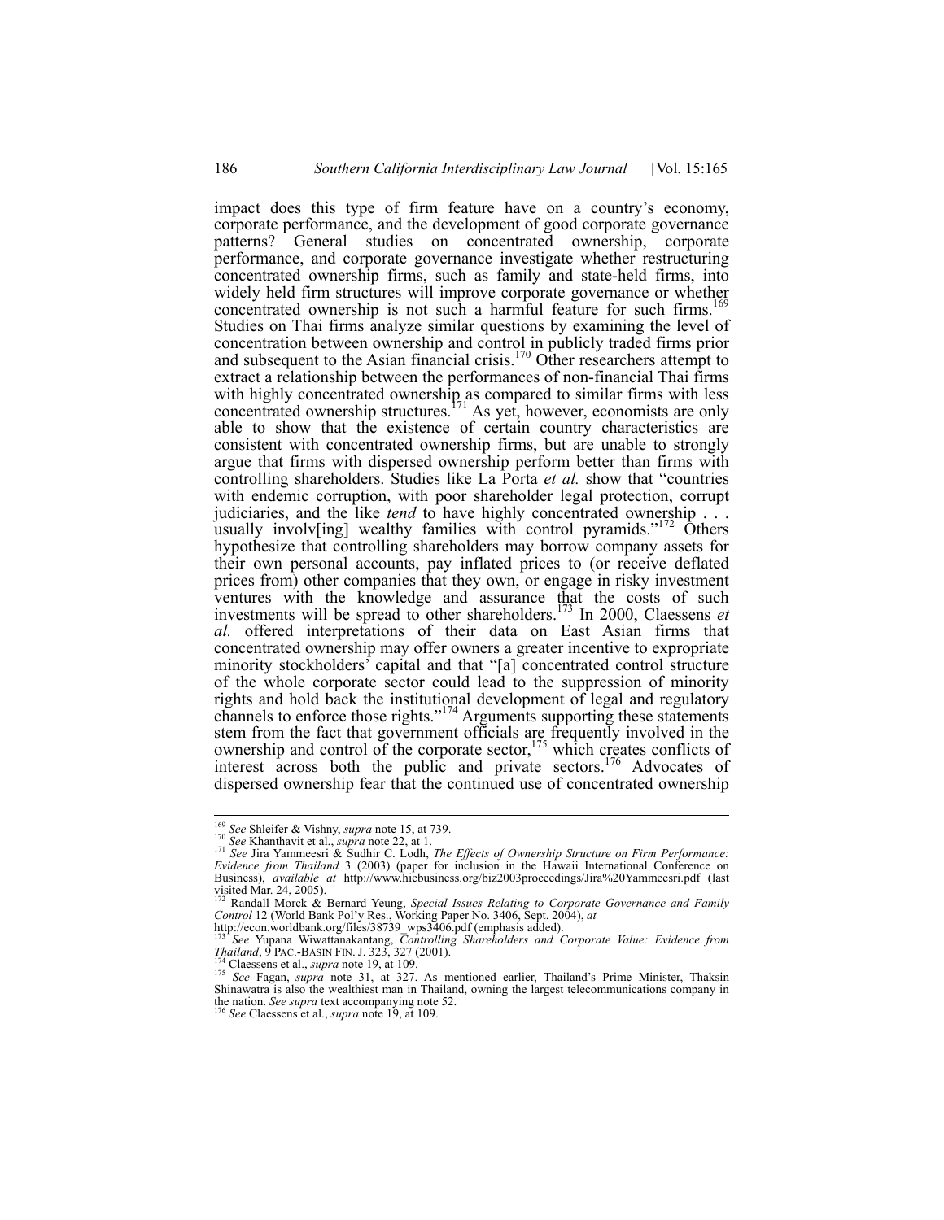impact does this type of firm feature have on a country's economy, corporate performance, and the development of good corporate governance patterns? General studies on concentrated ownership, corporate performance, and corporate governance investigate whether restructuring concentrated ownership firms, such as family and state-held firms, into widely held firm structures will improve corporate governance or whether concentrated ownership is not such a harmful feature for such firms.[169] Studies on Thai firms analyze similar questions by examining the level of concentration between ownership and control in publicly traded firms prior and subsequent to the Asian financial crisis.[170] Other researchers attempt to extract a relationship between the performances of non-financial Thai firms with highly concentrated ownership as compared to similar firms with less concentrated ownership structures.[171] As yet, however, economists are only able to show that the existence of certain country characteristics are consistent with concentrated ownership firms, but are unable to strongly argue that firms with dispersed ownership perform better than firms with controlling shareholders. Studies like La Porta *et al.* show that "countries with endemic corruption, with poor shareholder legal protection, corrupt judiciaries, and the like *tend* to have highly concentrated ownership . . . usually involv[ing] wealthy families with control pyramids."[172] Others hypothesize that controlling shareholders may borrow company assets for their own personal accounts, pay inflated prices to (or receive deflated prices from) other companies that they own, or engage in risky investment ventures with the knowledge and assurance that the costs of such investments will be spread to other shareholders.[173] In 2000, Claessens *et al.* offered interpretations of their data on East Asian firms that concentrated ownership may offer owners a greater incentive to expropriate minority stockholders' capital and that "[a] concentrated control structure of the whole corporate sector could lead to the suppression of minority rights and hold back the institutional development of legal and regulatory channels to enforce those rights."[174] Arguments supporting these statements stem from the fact that government officials are frequently involved in the ownership and control of the corporate sector,[175] which creates conflicts of interest across both the public and private sectors.[176] Advocates of dispersed ownership fear that the continued use of concentrated ownership

---

[169] *See* Shleifer & Vishny, *supra* note 15, at 739.

[170] *See* Khanthavit et al., *supra* note 22, at 1.

[171] *See* Jira Yammeesri & Sudhir C. Lodh, *The Effects of Ownership Structure on Firm Performance: Evidence from Thailand* 3 (2003) (paper for inclusion in the Hawaii International Conference on Business), *available at* http://www.hicbusiness.org/biz2003proceedings/Jira%20Yammeesri.pdf (last visited Mar. 24, 2005).

[172] Randall Morck & Bernard Yeung, *Special Issues Relating to Corporate Governance and Family Control* 12 (World Bank Pol'y Res., Working Paper No. 3406, Sept. 2004), *at* http://econ.worldbank.org/files/38739_wps3406.pdf (emphasis added).

[173] *See* Yupana Wiwattanakantang, *Controlling Shareholders and Corporate Value: Evidence from Thailand*, 9 PAC.-BASIN FIN. J. 323, 327 (2001).

[174] Claessens et al., *supra* note 19, at 109.

[175] *See* Fagan, *supra* note 31, at 327. As mentioned earlier, Thailand's Prime Minister, Thaksin Shinawatra is also the wealthiest man in Thailand, owning the largest telecommunications company in the nation. *See supra* text accompanying note 52.

[176] *See* Claessens et al., *supra* note 19, at 109.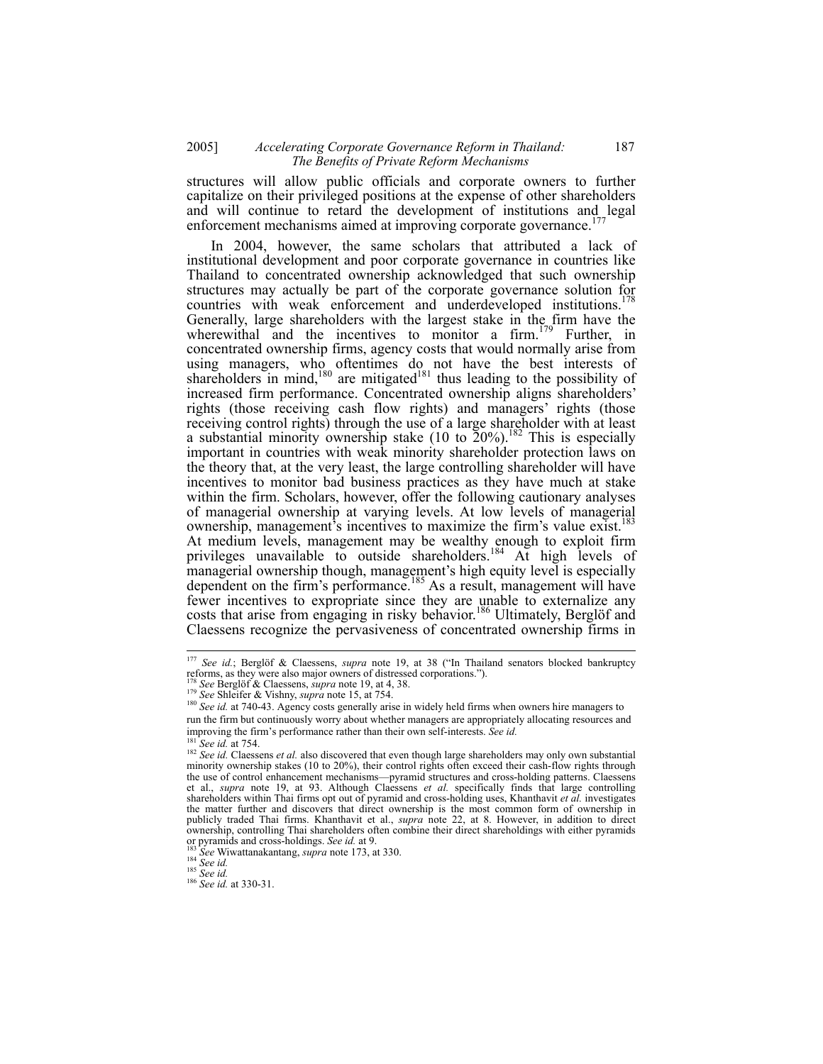structures will allow public officials and corporate owners to further capitalize on their privileged positions at the expense of other shareholders and will continue to retard the development of institutions and legal enforcement mechanisms aimed at improving corporate governance.[177]

In 2004, however, the same scholars that attributed a lack of institutional development and poor corporate governance in countries like Thailand to concentrated ownership acknowledged that such ownership structures may actually be part of the corporate governance solution for countries with weak enforcement and underdeveloped institutions.[178] Generally, large shareholders with the largest stake in the firm have the wherewithal and the incentives to monitor a firm.[179] Further, in concentrated ownership firms, agency costs that would normally arise from using managers, who oftentimes do not have the best interests of shareholders in mind,[180] are mitigated[181] thus leading to the possibility of increased firm performance. Concentrated ownership aligns shareholders' rights (those receiving cash flow rights) and managers' rights (those receiving control rights) through the use of a large shareholder with at least a substantial minority ownership stake (10 to 20%).[182] This is especially important in countries with weak minority shareholder protection laws on the theory that, at the very least, the large controlling shareholder will have incentives to monitor bad business practices as they have much at stake within the firm. Scholars, however, offer the following cautionary analyses of managerial ownership at varying levels. At low levels of managerial ownership, management's incentives to maximize the firm's value exist.[183] At medium levels, management may be wealthy enough to exploit firm privileges unavailable to outside shareholders.[184] At high levels of managerial ownership though, management's high equity level is especially dependent on the firm's performance.[185] As a result, management will have fewer incentives to expropriate since they are unable to externalize any costs that arise from engaging in risky behavior.[186] Ultimately, Berglöf and Claessens recognize the pervasiveness of concentrated ownership firms in

---

[177] *See id.*; Berglöf & Claessens, *supra* note 19, at 38 ("In Thailand senators blocked bankruptcy reforms, as they were also major owners of distressed corporations.").

[178] *See* Berglöf & Claessens, *supra* note 19, at 4, 38.

[179] *See* Shleifer & Vishny, *supra* note 15, at 754.

[180] *See id.* at 740-43. Agency costs generally arise in widely held firms when owners hire managers to run the firm but continuously worry about whether managers are appropriately allocating resources and improving the firm's performance rather than their own self-interests. *See id.*

[181] *See id.* at 754.

[182] *See id.* Claessens *et al.* also discovered that even though large shareholders may only own substantial minority ownership stakes (10 to 20%), their control rights often exceed their cash-flow rights through the use of control enhancement mechanisms—pyramid structures and cross-holding patterns. Claessens et al., *supra* note 19, at 93. Although Claessens *et al.* specifically finds that large controlling shareholders within Thai firms opt out of pyramid and cross-holding uses, Khanthavit *et al.* investigates the matter further and discovers that direct ownership is the most common form of ownership in publicly traded Thai firms. Khanthavit et al., *supra* note 22, at 8. However, in addition to direct ownership, controlling Thai shareholders often combine their direct shareholdings with either pyramids or pyramids and cross-holdings. *See id.* at 9.

[183] *See* Wiwattanakantang, *supra* note 173, at 330.

[184] *See id.*

[185] *See id.*

[186] *See id.* at 330-31.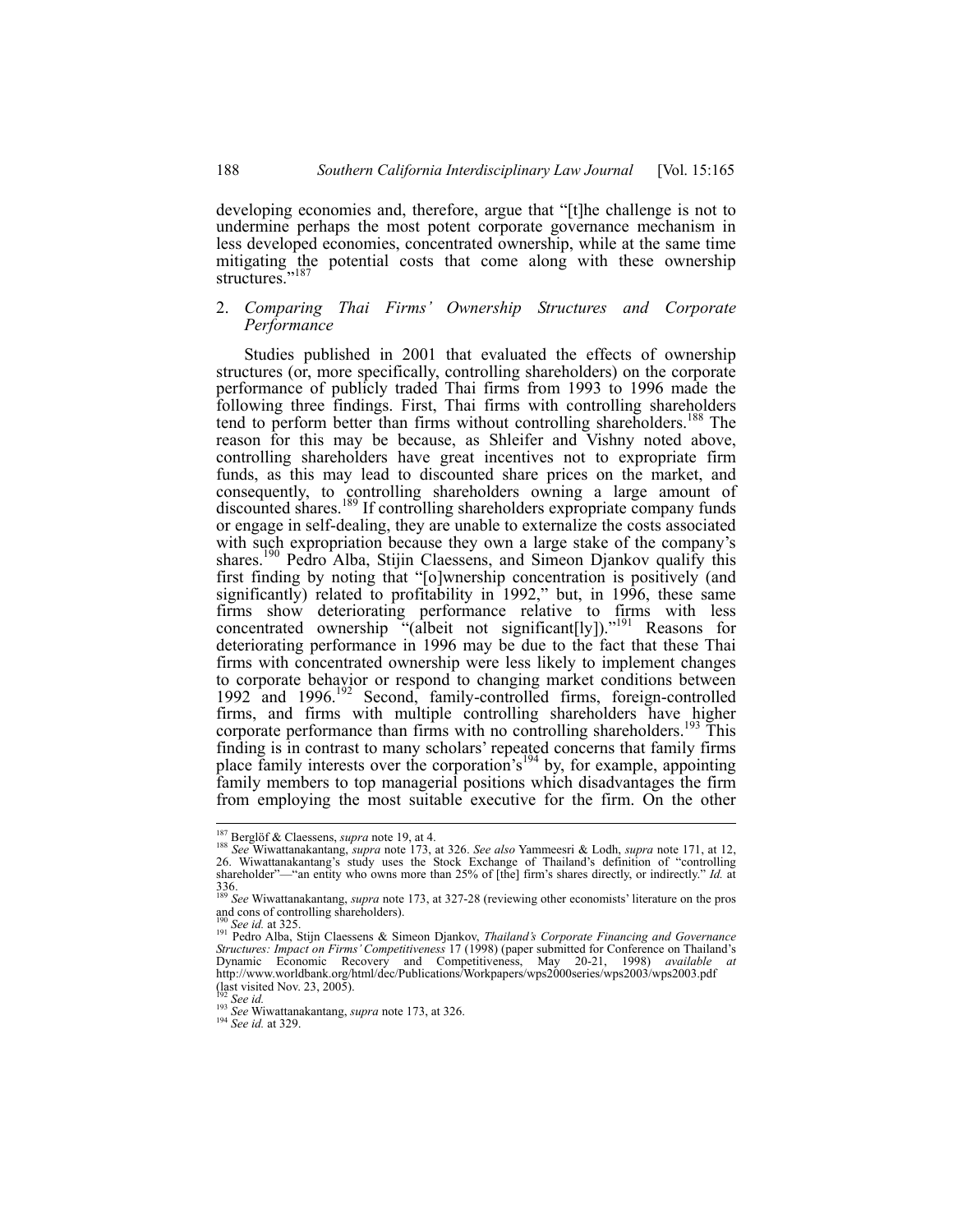developing economies and, therefore, argue that "[t]he challenge is not to undermine perhaps the most potent corporate governance mechanism in less developed economies, concentrated ownership, while at the same time mitigating the potential costs that come along with these ownership structures."[187]

### 2. *Comparing Thai Firms' Ownership Structures and Corporate Performance*

Studies published in 2001 that evaluated the effects of ownership structures (or, more specifically, controlling shareholders) on the corporate performance of publicly traded Thai firms from 1993 to 1996 made the following three findings. First, Thai firms with controlling shareholders tend to perform better than firms without controlling shareholders.[188] The reason for this may be because, as Shleifer and Vishny noted above, controlling shareholders have great incentives not to expropriate firm funds, as this may lead to discounted share prices on the market, and consequently, to controlling shareholders owning a large amount of discounted shares.[189] If controlling shareholders expropriate company funds or engage in self-dealing, they are unable to externalize the costs associated with such expropriation because they own a large stake of the company's shares.[190] Pedro Alba, Stijin Claessens, and Simeon Djankov qualify this first finding by noting that "[o]wnership concentration is positively (and significantly) related to profitability in 1992," but, in 1996, these same firms show deteriorating performance relative to firms with less concentrated ownership "(albeit not significant[ly])."[191] Reasons for deteriorating performance in 1996 may be due to the fact that these Thai firms with concentrated ownership were less likely to implement changes to corporate behavior or respond to changing market conditions between 1992 and 1996.[192] Second, family-controlled firms, foreign-controlled firms, and firms with multiple controlling shareholders have higher corporate performance than firms with no controlling shareholders.[193] This finding is in contrast to many scholars' repeated concerns that family firms place family interests over the corporation's[194] by, for example, appointing family members to top managerial positions which disadvantages the firm from employing the most suitable executive for the firm. On the other

---

[187] Berglöf & Claessens, *supra* note 19, at 4.

[188] *See* Wiwattanakantang, *supra* note 173, at 326. *See also* Yammeesri & Lodh, *supra* note 171, at 12, 26. Wiwattanakantang's study uses the Stock Exchange of Thailand's definition of "controlling shareholder"—"an entity who owns more than 25% of [the] firm's shares directly, or indirectly." *Id.* at 336.

[189] *See* Wiwattanakantang, *supra* note 173, at 327-28 (reviewing other economists' literature on the pros and cons of controlling shareholders).

[190] *See id.* at 325.

[191] Pedro Alba, Stijin Claessens & Simeon Djankov, *Thailand's Corporate Financing and Governance Structures: Impact on Firms' Competitiveness* 17 (1998) (paper submitted for Conference on Thailand's Dynamic Economic Recovery and Competitiveness, May 20-21, 1998) *available at* http://www.worldbank.org/html/dec/Publications/Workpapers/wps2000series/wps2003/wps2003.pdf (last visited Nov. 23, 2005).

[192] *See id.*

[193] *See* Wiwattanakantang, *supra* note 173, at 326.

[194] *See id.* at 329.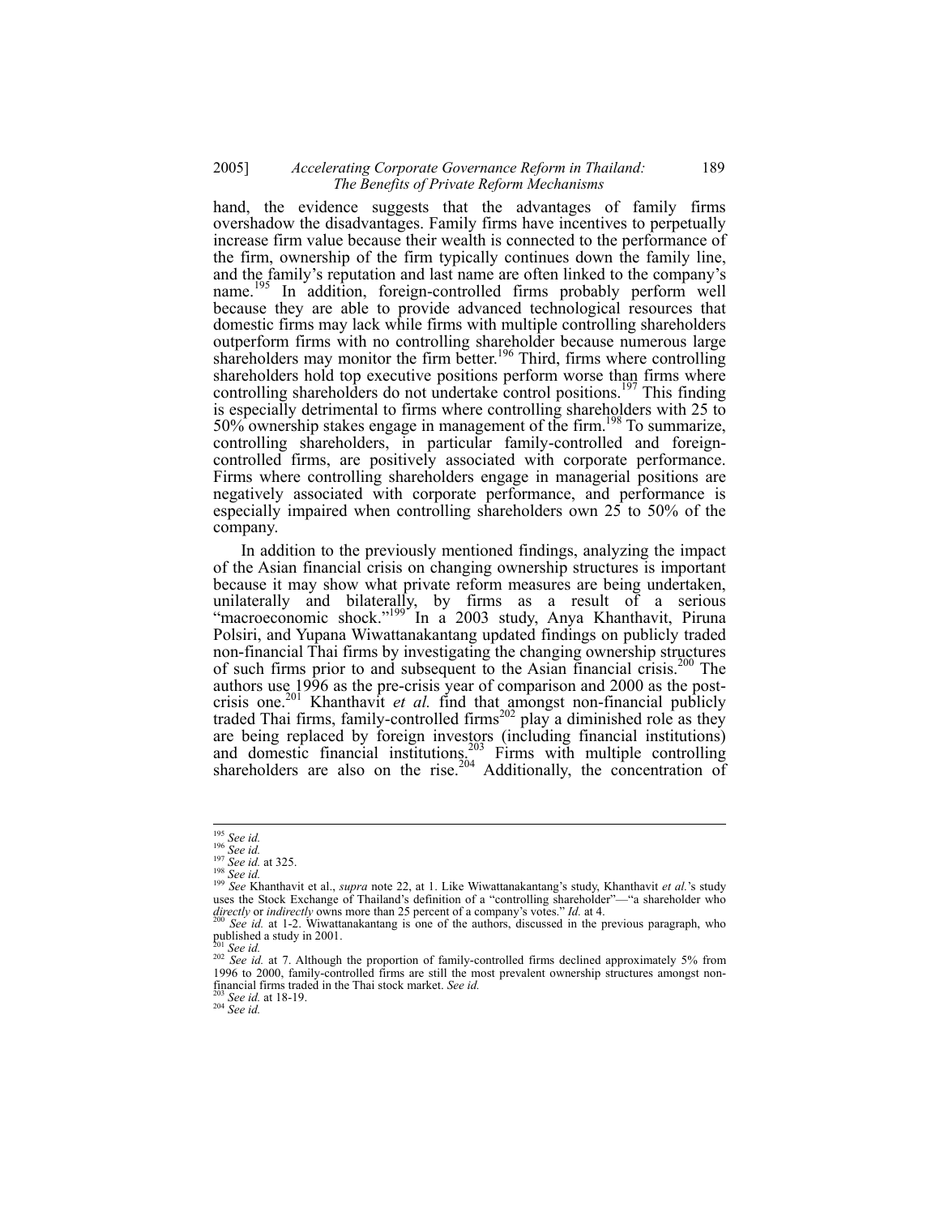hand, the evidence suggests that the advantages of family firms overshadow the disadvantages. Family firms have incentives to perpetually increase firm value because their wealth is connected to the performance of the firm, ownership of the firm typically continues down the family line, and the family's reputation and last name are often linked to the company's name.[195] In addition, foreign-controlled firms probably perform well because they are able to provide advanced technological resources that domestic firms may lack while firms with multiple controlling shareholders outperform firms with no controlling shareholder because numerous large shareholders may monitor the firm better.[196] Third, firms where controlling shareholders hold top executive positions perform worse than firms where controlling shareholders do not undertake control positions.[197] This finding is especially detrimental to firms where controlling shareholders with 25 to 50% ownership stakes engage in management of the firm.[198] To summarize, controlling shareholders, in particular family-controlled and foreign-controlled firms, are positively associated with corporate performance. Firms where controlling shareholders engage in managerial positions are negatively associated with corporate performance, and performance is especially impaired when controlling shareholders own 25 to 50% of the company.

In addition to the previously mentioned findings, analyzing the impact of the Asian financial crisis on changing ownership structures is important because it may show what private reform measures are being undertaken, unilaterally and bilaterally, by firms as a result of a serious "macroeconomic shock."[199] In a 2003 study, Anya Khanthavit, Piruna Polsiri, and Yupana Wiwattanakantang updated findings on publicly traded non-financial Thai firms by investigating the changing ownership structures of such firms prior to and subsequent to the Asian financial crisis.[200] The authors use 1996 as the pre-crisis year of comparison and 2000 as the post-crisis one.[201] Khanthavit *et al.* find that amongst non-financial publicly traded Thai firms, family-controlled firms[202] play a diminished role as they are being replaced by foreign investors (including financial institutions) and domestic financial institutions.[203] Firms with multiple controlling shareholders are also on the rise.[204] Additionally, the concentration of

---

[195] *See id.*

[196] *See id.*

[197] *See id.* at 325.

[198] *See id.*

[199] *See* Khanthavit et al., *supra* note 22, at 1. Like Wiwattanakantang's study, Khanthavit *et al.*'s study uses the Stock Exchange of Thailand's definition of a "controlling shareholder"—"a shareholder who *directly* or *indirectly* owns more than 25 percent of a company's votes." *Id.* at 4.

[200] *See id.* at 1-2. Wiwattanakantang is one of the authors, discussed in the previous paragraph, who published a study in 2001.

[201] *See id.*

[202] *See id.* at 7. Although the proportion of family-controlled firms declined approximately 5% from 1996 to 2000, family-controlled firms are still the most prevalent ownership structures amongst non-financial firms traded in the Thai stock market. *See id.*

[203] *See id.* at 18-19.

[204] *See id.*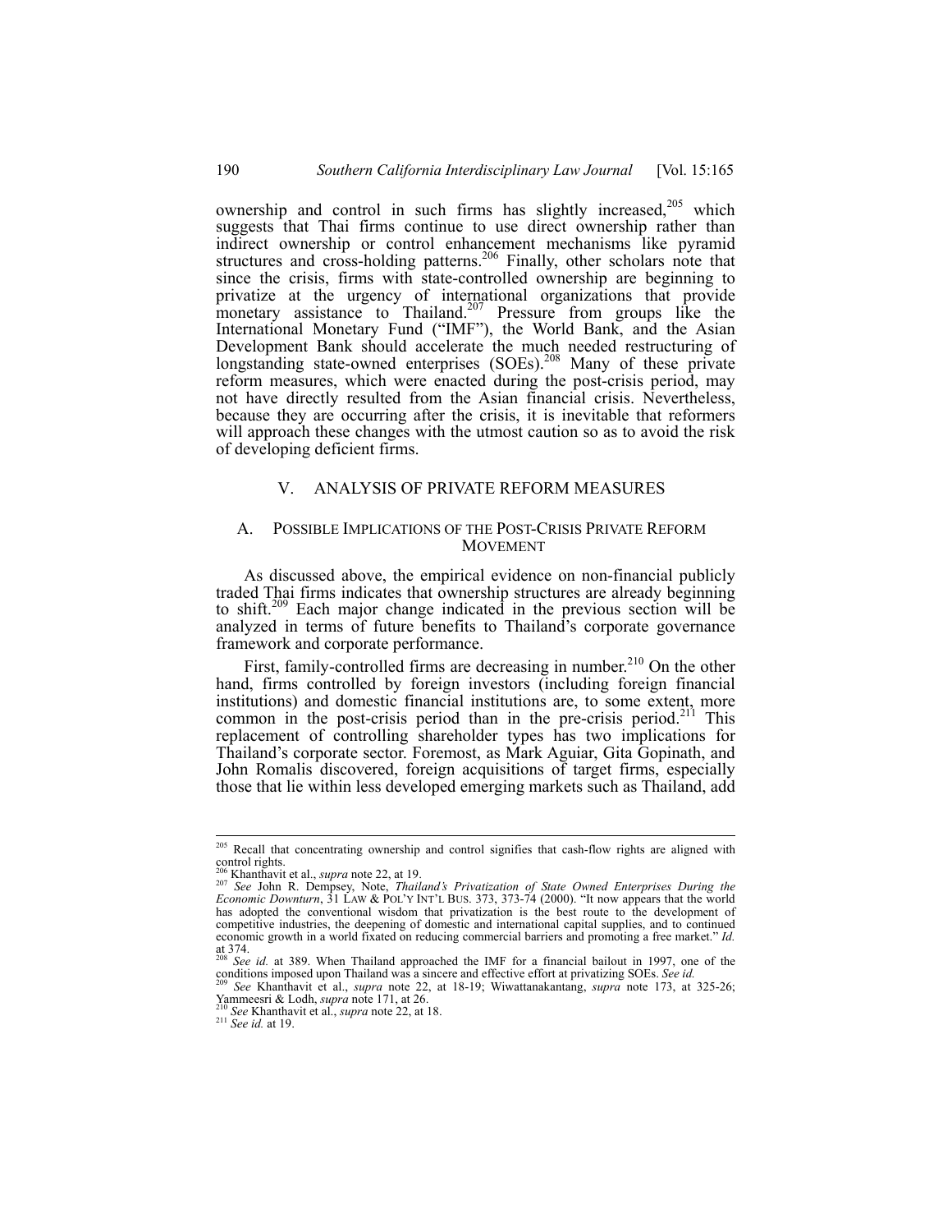ownership and control in such firms has slightly increased,[205] which suggests that Thai firms continue to use direct ownership rather than indirect ownership or control enhancement mechanisms like pyramid structures and cross-holding patterns.[206] Finally, other scholars note that since the crisis, firms with state-controlled ownership are beginning to privatize at the urgency of international organizations that provide monetary assistance to Thailand.[207] Pressure from groups like the International Monetary Fund ("IMF"), the World Bank, and the Asian Development Bank should accelerate the much needed restructuring of longstanding state-owned enterprises (SOEs).[208] Many of these private reform measures, which were enacted during the post-crisis period, may not have directly resulted from the Asian financial crisis. Nevertheless, because they are occurring after the crisis, it is inevitable that reformers will approach these changes with the utmost caution so as to avoid the risk of developing deficient firms.

## V. ANALYSIS OF PRIVATE REFORM MEASURES

### A. POSSIBLE IMPLICATIONS OF THE POST-CRISIS PRIVATE REFORM MOVEMENT

As discussed above, the empirical evidence on non-financial publicly traded Thai firms indicates that ownership structures are already beginning to shift.[209] Each major change indicated in the previous section will be analyzed in terms of future benefits to Thailand's corporate governance framework and corporate performance.

First, family-controlled firms are decreasing in number.[210] On the other hand, firms controlled by foreign investors (including foreign financial institutions) and domestic financial institutions are, to some extent, more common in the post-crisis period than in the pre-crisis period.[211] This replacement of controlling shareholder types has two implications for Thailand's corporate sector. Foremost, as Mark Aguiar, Gita Gopinath, and John Romalis discovered, foreign acquisitions of target firms, especially those that lie within less developed emerging markets such as Thailand, add

---

[205] Recall that concentrating ownership and control signifies that cash-flow rights are aligned with control rights.

[206] Khanthavit et al., *supra* note 22, at 19.

[207] *See* John R. Dempsey, Note, *Thailand's Privatization of State Owned Enterprises During the Economic Downturn*, 31 LAW & POL'Y INT'L BUS. 373, 373-74 (2000). "It now appears that the world has adopted the conventional wisdom that privatization is the best route to the development of competitive industries, the deepening of domestic and international capital supplies, and to continued economic growth in a world fixated on reducing commercial barriers and promoting a free market." *Id.* at 374.

[208] *See id.* at 389. When Thailand approached the IMF for a financial bailout in 1997, one of the conditions imposed upon Thailand was a sincere and effective effort at privatizing SOEs. *See id.*

[209] *See* Khanthavit et al., *supra* note 22, at 18-19; Wiwattanakantang, *supra* note 173, at 325-26; Yammeesri & Lodh, *supra* note 171, at 26.

[210] *See* Khanthavit et al., *supra* note 22, at 18.

[211] *See id.* at 19.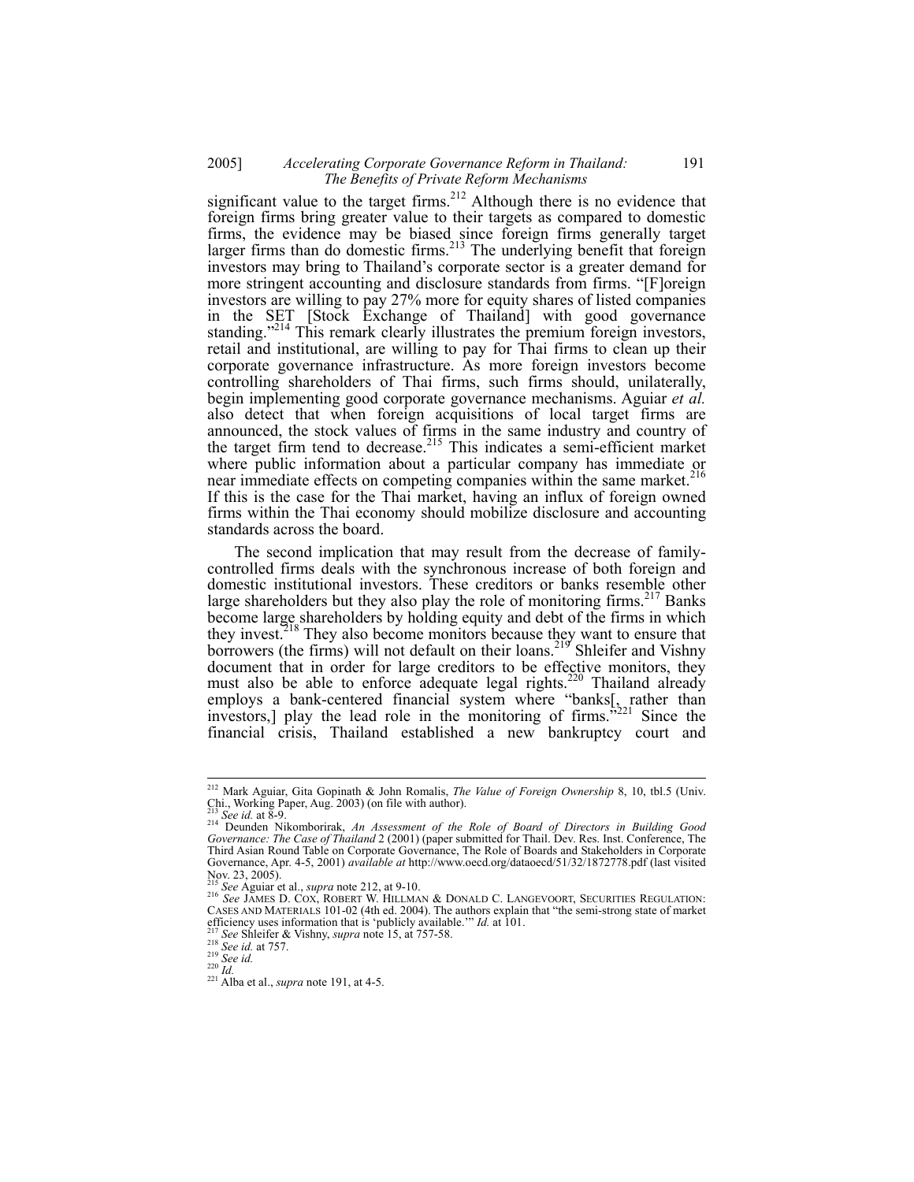significant value to the target firms.[212] Although there is no evidence that foreign firms bring greater value to their targets as compared to domestic firms, the evidence may be biased since foreign firms generally target larger firms than do domestic firms.[213] The underlying benefit that foreign investors may bring to Thailand's corporate sector is a greater demand for more stringent accounting and disclosure standards from firms. "[F]oreign investors are willing to pay 27% more for equity shares of listed companies in the SET [Stock Exchange of Thailand] with good governance standing."[214] This remark clearly illustrates the premium foreign investors, retail and institutional, are willing to pay for Thai firms to clean up their corporate governance infrastructure. As more foreign investors become controlling shareholders of Thai firms, such firms should, unilaterally, begin implementing good corporate governance mechanisms. Aguiar *et al.* also detect that when foreign acquisitions of local target firms are announced, the stock values of firms in the same industry and country of the target firm tend to decrease.[215] This indicates a semi-efficient market where public information about a particular company has immediate or near immediate effects on competing companies within the same market.[216] If this is the case for the Thai market, having an influx of foreign owned firms within the Thai economy should mobilize disclosure and accounting standards across the board.

The second implication that may result from the decrease of family-controlled firms deals with the synchronous increase of both foreign and domestic institutional investors. These creditors or banks resemble other large shareholders but they also play the role of monitoring firms.[217] Banks become large shareholders by holding equity and debt of the firms in which they invest.[218] They also become monitors because they want to ensure that borrowers (the firms) will not default on their loans.[219] Shleifer and Vishny document that in order for large creditors to be effective monitors, they must also be able to enforce adequate legal rights.[220] Thailand already employs a bank-centered financial system where "banks[, rather than investors,] play the lead role in the monitoring of firms."[221] Since the financial crisis, Thailand established a new bankruptcy court and

---

[212] Mark Aguiar, Gita Gopinath & John Romalis, *The Value of Foreign Ownership* 8, 10, tbl.5 (Univ. Chi., Working Paper, Aug. 2003) (on file with author).

[213] *See id.* at 8-9.

[214] Deunden Nikomborirak, *An Assessment of the Role of Board of Directors in Building Good Governance: The Case of Thailand* 2 (2001) (paper submitted for Thail. Dev. Res. Inst. Conference, The Third Asian Round Table on Corporate Governance, The Role of Boards and Stakeholders in Corporate Governance, Apr. 4-5, 2001) *available at* http://www.oecd.org/dataoecd/51/32/1872778.pdf (last visited Nov. 23, 2005).

[215] *See* Aguiar et al., *supra* note 212, at 9-10.

[216] *See* JAMES D. COX, ROBERT W. HILLMAN & DONALD C. LANGEVOORT, SECURITIES REGULATION: CASES AND MATERIALS 101-02 (4th ed. 2004). The authors explain that "the semi-strong state of market efficiency uses information that is 'publicly available.'" *Id.* at 101.

[217] *See* Shleifer & Vishny, *supra* note 15, at 757-58.

[218] *See id.* at 757.

[219] *See id.*

[220] *Id.*

[221] Alba et al., *supra* note 191, at 4-5.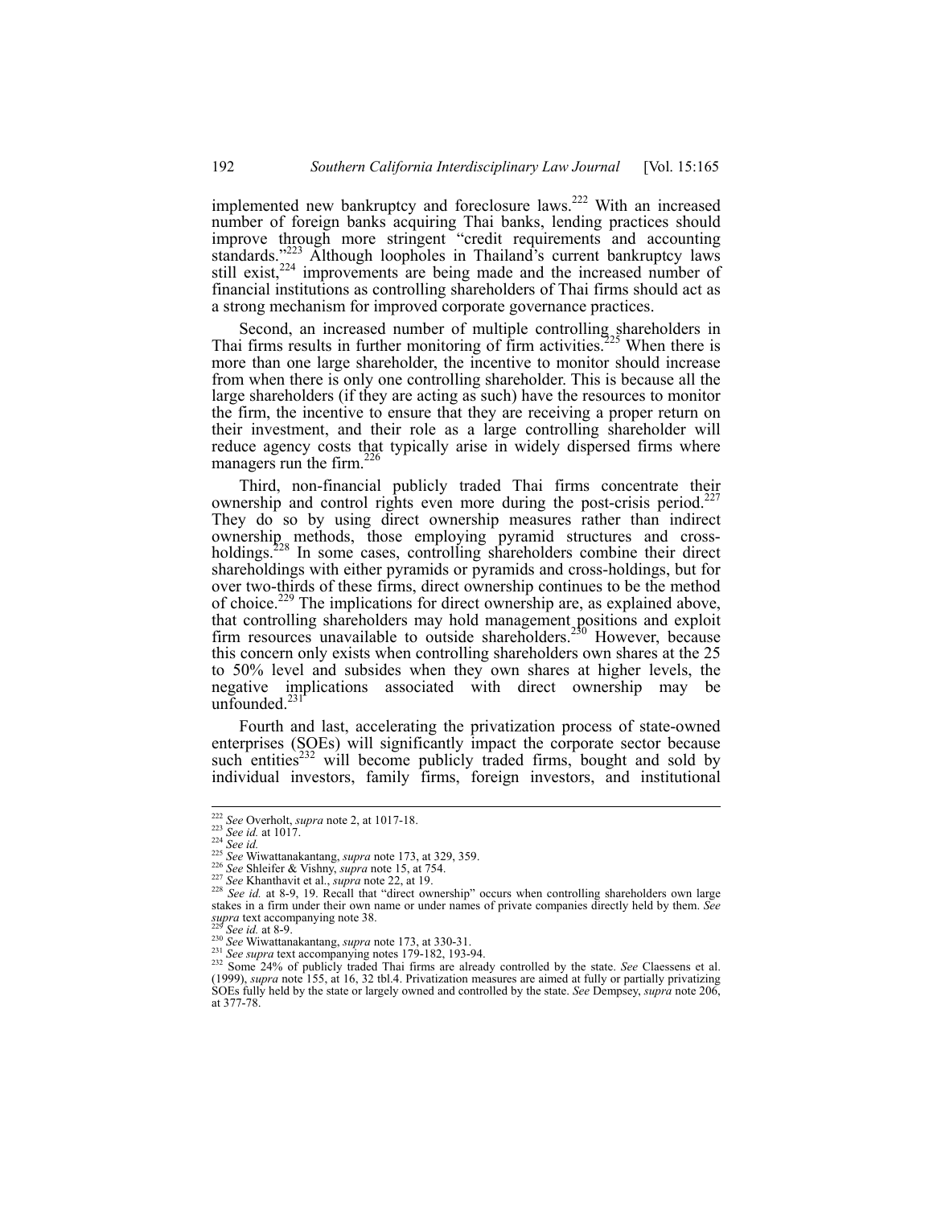implemented new bankruptcy and foreclosure laws.[222] With an increased number of foreign banks acquiring Thai banks, lending practices should improve through more stringent "credit requirements and accounting standards."[223] Although loopholes in Thailand's current bankruptcy laws still exist,[224] improvements are being made and the increased number of financial institutions as controlling shareholders of Thai firms should act as a strong mechanism for improved corporate governance practices.

Second, an increased number of multiple controlling shareholders in Thai firms results in further monitoring of firm activities.[225] When there is more than one large shareholder, the incentive to monitor should increase from when there is only one controlling shareholder. This is because all the large shareholders (if they are acting as such) have the resources to monitor the firm, the incentive to ensure that they are receiving a proper return on their investment, and their role as a large controlling shareholder will reduce agency costs that typically arise in widely dispersed firms where managers run the firm.[226]

Third, non-financial publicly traded Thai firms concentrate their ownership and control rights even more during the post-crisis period.[227] They do so by using direct ownership measures rather than indirect ownership methods, those employing pyramid structures and cross-holdings.[228] In some cases, controlling shareholders combine their direct shareholdings with either pyramids or pyramids and cross-holdings, but for over two-thirds of these firms, direct ownership continues to be the method of choice.[229] The implications for direct ownership are, as explained above, that controlling shareholders may hold management positions and exploit firm resources unavailable to outside shareholders.[230] However, because this concern only exists when controlling shareholders own shares at the 25 to 50% level and subsides when they own shares at higher levels, the negative implications associated with direct ownership may be unfounded.[231]

Fourth and last, accelerating the privatization process of state-owned enterprises (SOEs) will significantly impact the corporate sector because such entities[232] will become publicly traded firms, bought and sold by individual investors, family firms, foreign investors, and institutional

---

[222] *See* Overholt, *supra* note 2, at 1017-18.
[223] *See id.* at 1017.
[224] *See id.*
[225] *See* Wiwattanakantang, *supra* note 173, at 329, 359.
[226] *See* Shleifer & Vishny, *supra* note 15, at 754.
[227] *See* Khanthavit et al., *supra* note 22, at 19.
[228] *See id.* at 8-9, 19. Recall that "direct ownership" occurs when controlling shareholders own large stakes in a firm under their own name or under names of private companies directly held by them. *See supra* text accompanying note 38.
[229] *See id.* at 8-9.
[230] *See* Wiwattanakantang, *supra* note 173, at 330-31.
[231] *See supra* text accompanying notes 179-182, 193-94.
[232] Some 24% of publicly traded Thai firms are already controlled by the state. *See* Claessens et al. (1999), *supra* note 155, at 16, 32 tbl.4. Privatization measures are aimed at fully or partially privatizing SOEs fully held by the state or largely owned and controlled by the state. *See* Dempsey, *supra* note 206, at 377-78.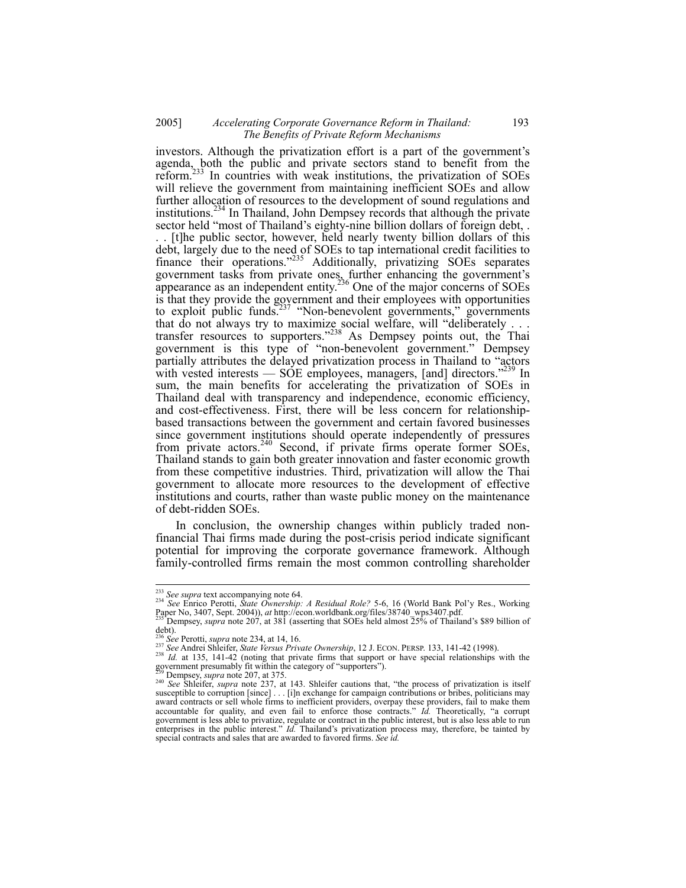investors. Although the privatization effort is a part of the government's agenda, both the public and private sectors stand to benefit from the reform.[233] In countries with weak institutions, the privatization of SOEs will relieve the government from maintaining inefficient SOEs and allow further allocation of resources to the development of sound regulations and institutions.[234] In Thailand, John Dempsey records that although the private sector held "most of Thailand's eighty-nine billion dollars of foreign debt, . . . [t]he public sector, however, held nearly twenty billion dollars of this debt, largely due to the need of SOEs to tap international credit facilities to finance their operations."[235] Additionally, privatizing SOEs separates government tasks from private ones, further enhancing the government's appearance as an independent entity.[236] One of the major concerns of SOEs is that they provide the government and their employees with opportunities to exploit public funds.[237] "Non-benevolent governments," governments that do not always try to maximize social welfare, will "deliberately . . . transfer resources to supporters."[238] As Dempsey points out, the Thai government is this type of "non-benevolent government." Dempsey partially attributes the delayed privatization process in Thailand to "actors with vested interests — SOE employees, managers, [and] directors."[239] In sum, the main benefits for accelerating the privatization of SOEs in Thailand deal with transparency and independence, economic efficiency, and cost-effectiveness. First, there will be less concern for relationship-based transactions between the government and certain favored businesses since government institutions should operate independently of pressures from private actors.[240] Second, if private firms operate former SOEs, Thailand stands to gain both greater innovation and faster economic growth from these competitive industries. Third, privatization will allow the Thai government to allocate more resources to the development of effective institutions and courts, rather than waste public money on the maintenance of debt-ridden SOEs.

In conclusion, the ownership changes within publicly traded non-financial Thai firms made during the post-crisis period indicate significant potential for improving the corporate governance framework. Although family-controlled firms remain the most common controlling shareholder

---

[233] *See supra* text accompanying note 64.

[234] *See* Enrico Perotti, *State Ownership: A Residual Role?* 5-6, 16 (World Bank Pol'y Res., Working Paper No, 3407, Sept. 2004)), *at* http://econ.worldbank.org/files/38740_wps3407.pdf.

[235] Dempsey, *supra* note 207, at 381 (asserting that SOEs held almost 25% of Thailand's $89 billion of debt).

[236] *See* Perotti, *supra* note 234, at 14, 16.

[237] *See* Andrei Shleifer, *State Versus Private Ownership*, 12 J. ECON. PERSP. 133, 141-42 (1998).

[238] *Id.* at 135, 141-42 (noting that private firms that support or have special relationships with the government presumably fit within the category of "supporters").

[239] Dempsey, *supra* note 207, at 375.

[240] *See* Shleifer, *supra* note 237, at 143. Shleifer cautions that, "the process of privatization is itself susceptible to corruption [since] . . . [i]n exchange for campaign contributions or bribes, politicians may award contracts or sell whole firms to inefficient providers, overpay these providers, fail to make them accountable for quality, and even fail to enforce those contracts." *Id.* Theoretically, "a corrupt government is less able to privatize, regulate or contract in the public interest, but is also less able to run enterprises in the public interest." *Id.* Thailand's privatization process may, therefore, be tainted by special contracts and sales that are awarded to favored firms. *See id.*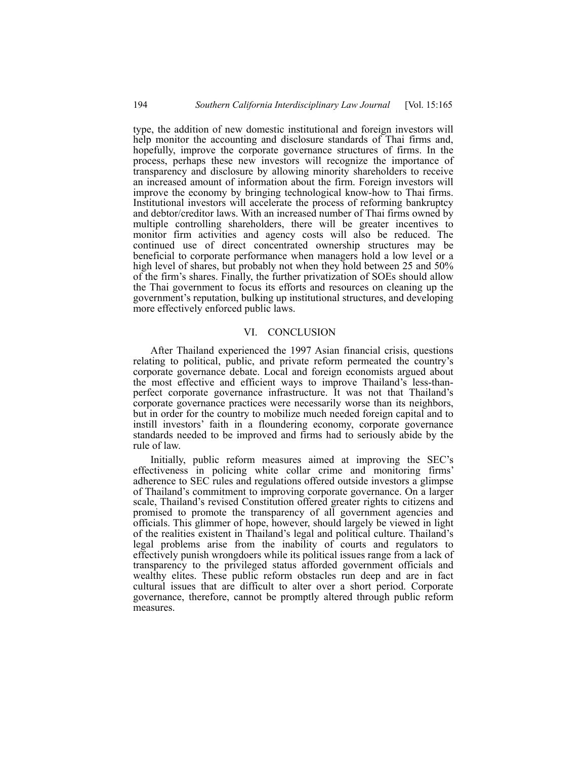type, the addition of new domestic institutional and foreign investors will help monitor the accounting and disclosure standards of Thai firms and, hopefully, improve the corporate governance structures of firms. In the process, perhaps these new investors will recognize the importance of transparency and disclosure by allowing minority shareholders to receive an increased amount of information about the firm. Foreign investors will improve the economy by bringing technological know-how to Thai firms. Institutional investors will accelerate the process of reforming bankruptcy and debtor/creditor laws. With an increased number of Thai firms owned by multiple controlling shareholders, there will be greater incentives to monitor firm activities and agency costs will also be reduced. The continued use of direct concentrated ownership structures may be beneficial to corporate performance when managers hold a low level or a high level of shares, but probably not when they hold between 25 and 50% of the firm's shares. Finally, the further privatization of SOEs should allow the Thai government to focus its efforts and resources on cleaning up the government's reputation, bulking up institutional structures, and developing more effectively enforced public laws.

## VI. CONCLUSION

After Thailand experienced the 1997 Asian financial crisis, questions relating to political, public, and private reform permeated the country's corporate governance debate. Local and foreign economists argued about the most effective and efficient ways to improve Thailand's less-than-perfect corporate governance infrastructure. It was not that Thailand's corporate governance practices were necessarily worse than its neighbors, but in order for the country to mobilize much needed foreign capital and to instill investors' faith in a floundering economy, corporate governance standards needed to be improved and firms had to seriously abide by the rule of law.

Initially, public reform measures aimed at improving the SEC's effectiveness in policing white collar crime and monitoring firms' adherence to SEC rules and regulations offered outside investors a glimpse of Thailand's commitment to improving corporate governance. On a larger scale, Thailand's revised Constitution offered greater rights to citizens and promised to promote the transparency of all government agencies and officials. This glimmer of hope, however, should largely be viewed in light of the realities existent in Thailand's legal and political culture. Thailand's legal problems arise from the inability of courts and regulators to effectively punish wrongdoers while its political issues range from a lack of transparency to the privileged status afforded government officials and wealthy elites. These public reform obstacles run deep and are in fact cultural issues that are difficult to alter over a short period. Corporate governance, therefore, cannot be promptly altered through public reform measures.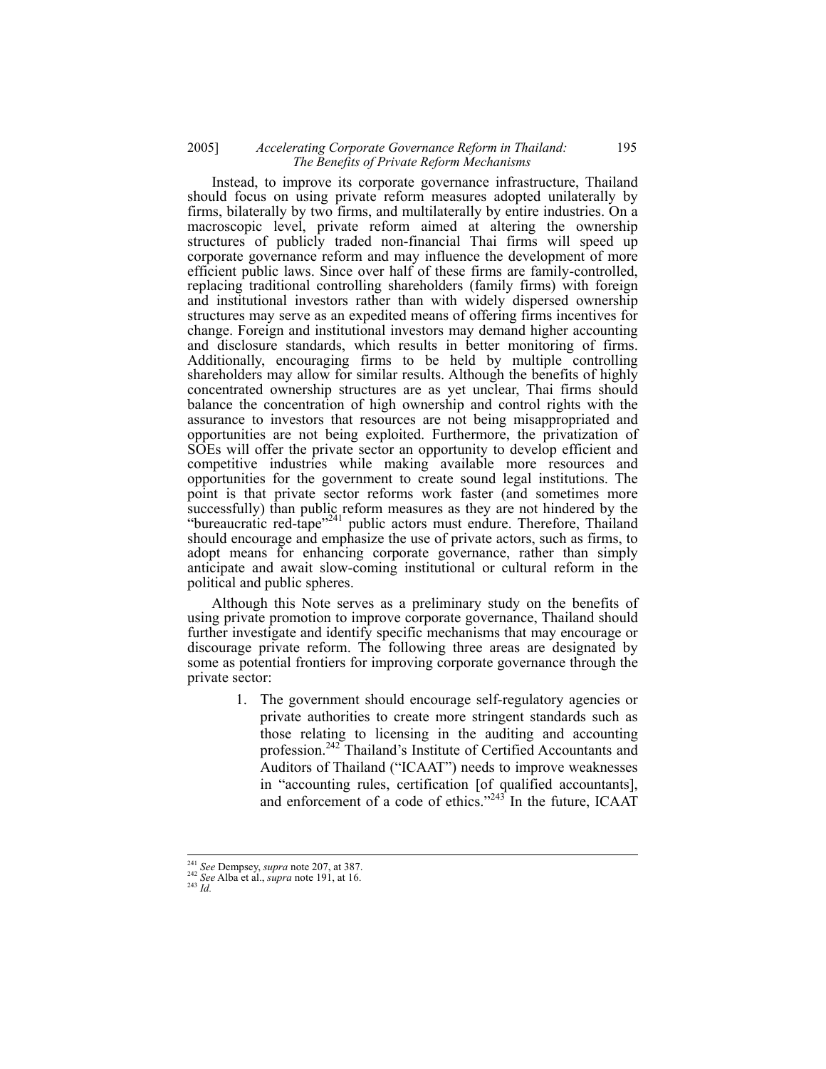Instead, to improve its corporate governance infrastructure, Thailand should focus on using private reform measures adopted unilaterally by firms, bilaterally by two firms, and multilaterally by entire industries. On a macroscopic level, private reform aimed at altering the ownership structures of publicly traded non-financial Thai firms will speed up corporate governance reform and may influence the development of more efficient public laws. Since over half of these firms are family-controlled, replacing traditional controlling shareholders (family firms) with foreign and institutional investors rather than with widely dispersed ownership structures may serve as an expedited means of offering firms incentives for change. Foreign and institutional investors may demand higher accounting and disclosure standards, which results in better monitoring of firms. Additionally, encouraging firms to be held by multiple controlling shareholders may allow for similar results. Although the benefits of highly concentrated ownership structures are as yet unclear, Thai firms should balance the concentration of high ownership and control rights with the assurance to investors that resources are not being misappropriated and opportunities are not being exploited. Furthermore, the privatization of SOEs will offer the private sector an opportunity to develop efficient and competitive industries while making available more resources and opportunities for the government to create sound legal institutions. The point is that private sector reforms work faster (and sometimes more successfully) than public reform measures as they are not hindered by the "bureaucratic red-tape"[241] public actors must endure. Therefore, Thailand should encourage and emphasize the use of private actors, such as firms, to adopt means for enhancing corporate governance, rather than simply anticipate and await slow-coming institutional or cultural reform in the political and public spheres.

Although this Note serves as a preliminary study on the benefits of using private promotion to improve corporate governance, Thailand should further investigate and identify specific mechanisms that may encourage or discourage private reform. The following three areas are designated by some as potential frontiers for improving corporate governance through the private sector:

1. The government should encourage self-regulatory agencies or private authorities to create more stringent standards such as those relating to licensing in the auditing and accounting profession.[242] Thailand's Institute of Certified Accountants and Auditors of Thailand ("ICAAT") needs to improve weaknesses in "accounting rules, certification [of qualified accountants], and enforcement of a code of ethics."[243] In the future, ICAAT

---

[241] *See* Dempsey, *supra* note 207, at 387.

[242] *See* Alba et al., *supra* note 191, at 16.

[243] *Id.*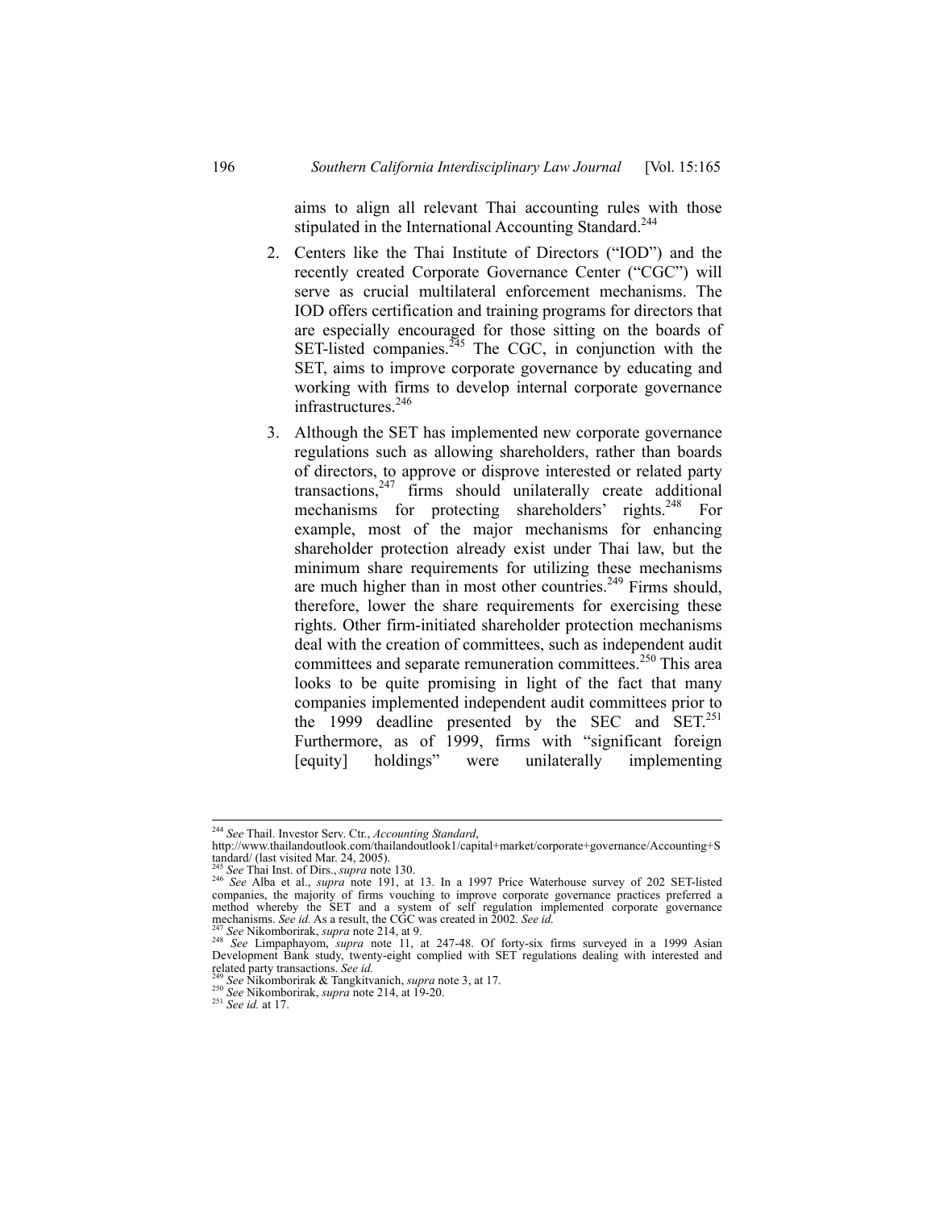aims to align all relevant Thai accounting rules with those stipulated in the International Accounting Standard.[244]

2. Centers like the Thai Institute of Directors ("IOD") and the recently created Corporate Governance Center ("CGC") will serve as crucial multilateral enforcement mechanisms. The IOD offers certification and training programs for directors that are especially encouraged for those sitting on the boards of SET-listed companies.[245] The CGC, in conjunction with the SET, aims to improve corporate governance by educating and working with firms to develop internal corporate governance infrastructures.[246]

3. Although the SET has implemented new corporate governance regulations such as allowing shareholders, rather than boards of directors, to approve or disprove interested or related party transactions,[247] firms should unilaterally create additional mechanisms for protecting shareholders' rights.[248] For example, most of the major mechanisms for enhancing shareholder protection already exist under Thai law, but the minimum share requirements for utilizing these mechanisms are much higher than in most other countries.[249] Firms should, therefore, lower the share requirements for exercising these rights. Other firm-initiated shareholder protection mechanisms deal with the creation of committees, such as independent audit committees and separate remuneration committees.[250] This area looks to be quite promising in light of the fact that many companies implemented independent audit committees prior to the 1999 deadline presented by the SEC and SET.[251] Furthermore, as of 1999, firms with "significant foreign [equity] holdings" were unilaterally implementing

---

[244] *See* Thail. Investor Serv. Ctr., *Accounting Standard*, http://www.thailandoutlook.com/thailandoutlook1/capital+market/corporate+governance/Accounting+Standard/ (last visited Mar. 24, 2005).

[245] *See* Thai Inst. of Dirs., *supra* note 130.

[246] *See* Alba et al., *supra* note 191, at 13. In a 1997 Price Waterhouse survey of 202 SET-listed companies, the majority of firms vouching to improve corporate governance practices preferred a method whereby the SET and a system of self regulation implemented corporate governance mechanisms. *See id.* As a result, the CGC was created in 2002. *See id.*

[247] *See* Nikomborirak, *supra* note 214, at 9.

[248] *See* Limpaphayom, *supra* note 11, at 247-48. Of forty-six firms surveyed in a 1999 Asian Development Bank study, twenty-eight complied with SET regulations dealing with interested and related party transactions. *See id.*

[249] *See* Nikomborirak & Tangkitvanich, *supra* note 3, at 17.

[250] *See* Nikomborirak, *supra* note 214, at 19-20.

[251] *See id.* at 17.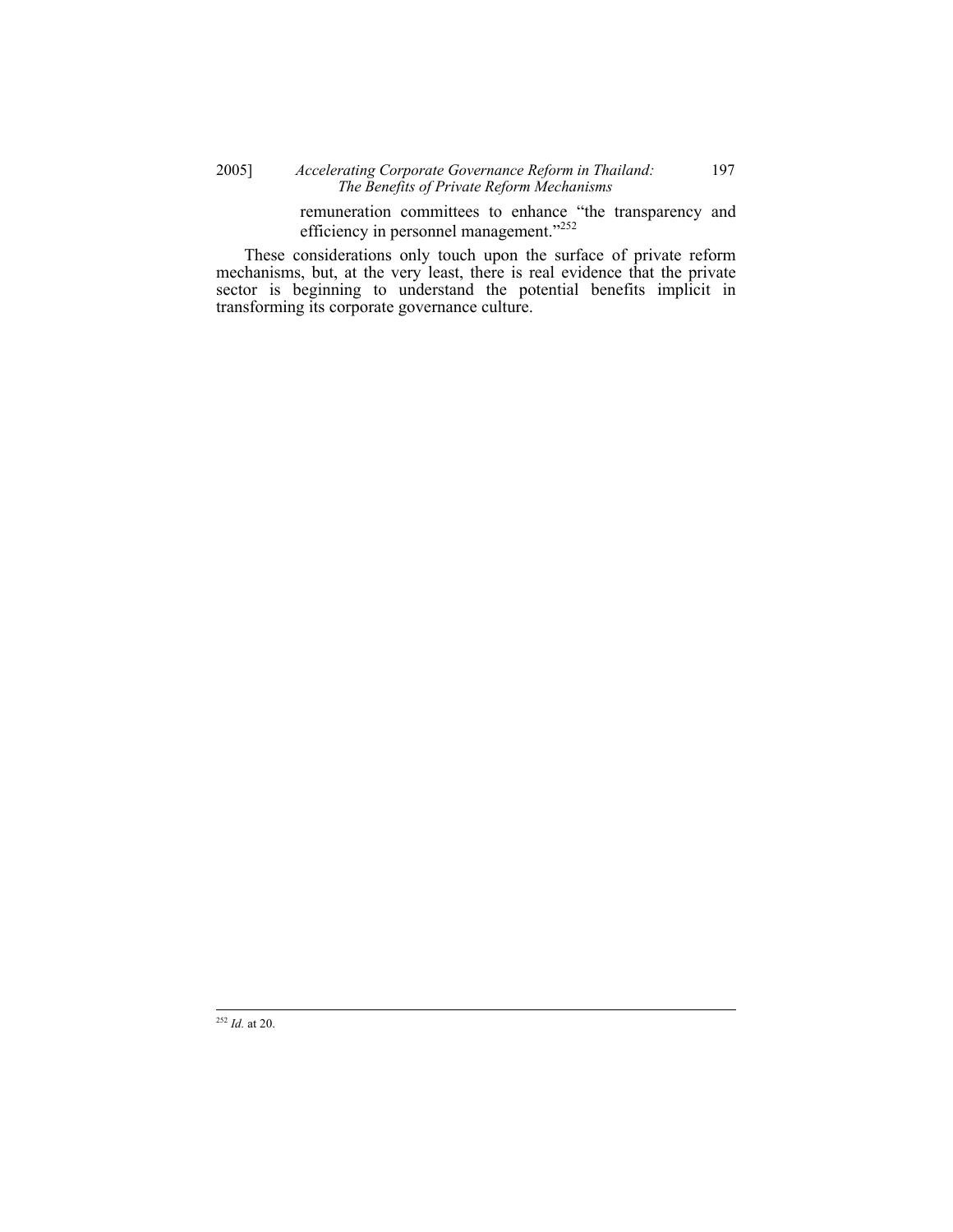remuneration committees to enhance "the transparency and efficiency in personnel management."[252]

These considerations only touch upon the surface of private reform mechanisms, but, at the very least, there is real evidence that the private sector is beginning to understand the potential benefits implicit in transforming its corporate governance culture.

---

[252] *Id.* at 20.